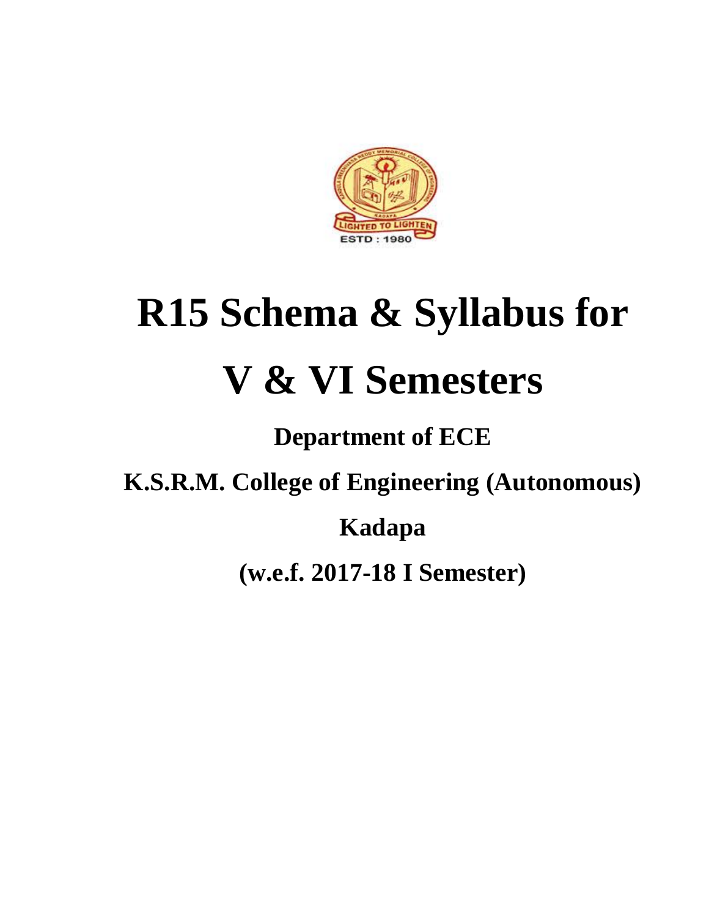# R15 Schema & Syllabus for

# V & VI Semesters

## Department of ECE

## K.S.R.M. College of Engineering (Autonomous)

## Kadapa

## (w.e.f. 2017-18 I Semester)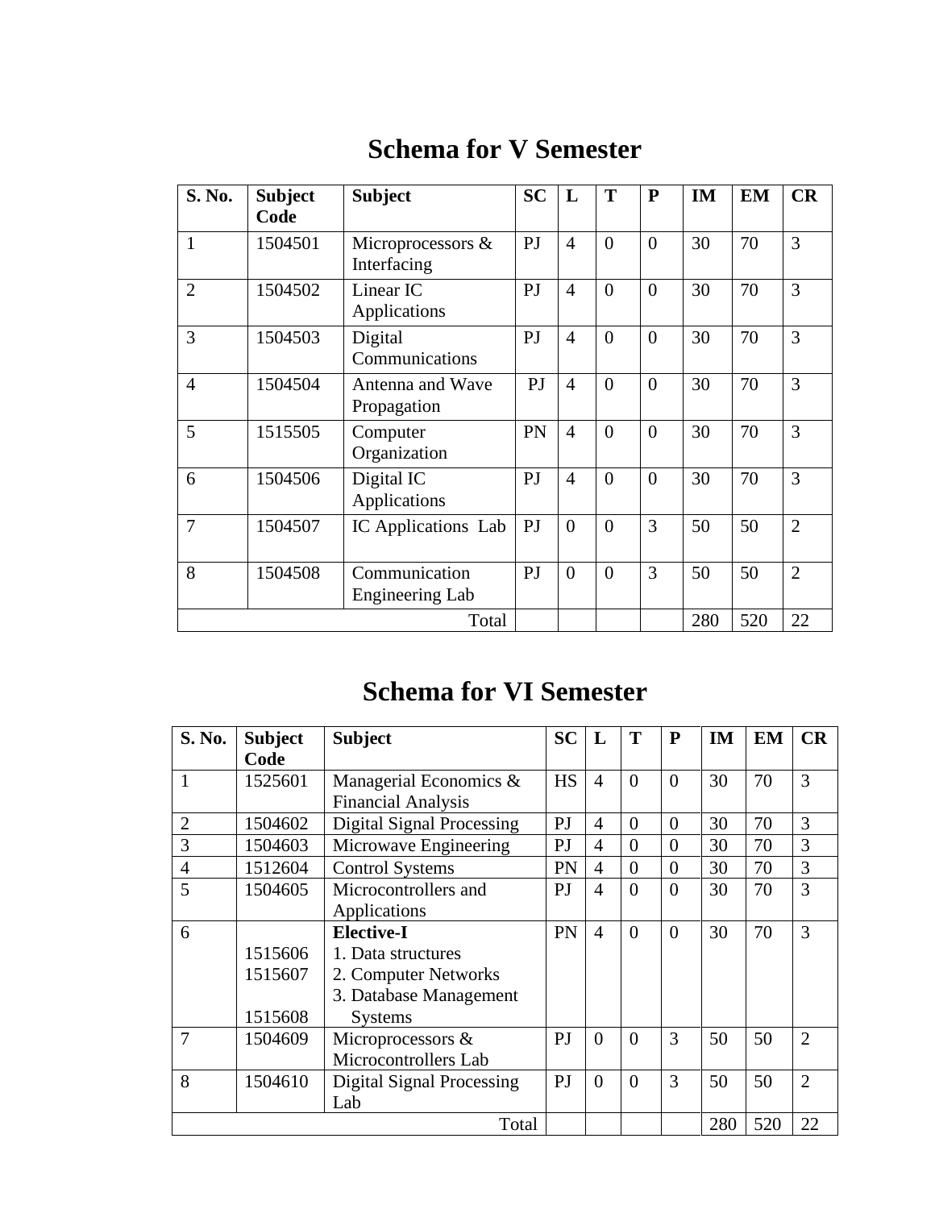# Schema for V Semester

| S. No. | Subject Code | Subject | SC | L | T | P | IM | EM | CR |
|---|---|---|---|---|---|---|---|---|---|
| 1 | 1504501 | Microprocessors & Interfacing | PJ | 4 | 0 | 0 | 30 | 70 | 3 |
| 2 | 1504502 | Linear IC Applications | PJ | 4 | 0 | 0 | 30 | 70 | 3 |
| 3 | 1504503 | Digital Communications | PJ | 4 | 0 | 0 | 30 | 70 | 3 |
| 4 | 1504504 | Antenna and Wave Propagation | PJ | 4 | 0 | 0 | 30 | 70 | 3 |
| 5 | 1515505 | Computer Organization | PN | 4 | 0 | 0 | 30 | 70 | 3 |
| 6 | 1504506 | Digital IC Applications | PJ | 4 | 0 | 0 | 30 | 70 | 3 |
| 7 | 1504507 | IC Applications Lab | PJ | 0 | 0 | 3 | 50 | 50 | 2 |
| 8 | 1504508 | Communication Engineering Lab | PJ | 0 | 0 | 3 | 50 | 50 | 2 |
| | | Total | | | | | 280 | 520 | 22 |

# Schema for VI Semester

| S. No. | Subject Code | Subject | SC | L | T | P | IM | EM | CR |
|---|---|---|---|---|---|---|---|---|---|
| 1 | 1525601 | Managerial Economics & Financial Analysis | HS | 4 | 0 | 0 | 30 | 70 | 3 |
| 2 | 1504602 | Digital Signal Processing | PJ | 4 | 0 | 0 | 30 | 70 | 3 |
| 3 | 1504603 | Microwave Engineering | PJ | 4 | 0 | 0 | 30 | 70 | 3 |
| 4 | 1512604 | Control Systems | PN | 4 | 0 | 0 | 30 | 70 | 3 |
| 5 | 1504605 | Microcontrollers and Applications | PJ | 4 | 0 | 0 | 30 | 70 | 3 |
| 6 | 1515606<br>1515607<br>1515608 | **Elective-I**<br>1. Data structures<br>2. Computer Networks<br>3. Database Management Systems | PN | 4 | 0 | 0 | 30 | 70 | 3 |
| 7 | 1504609 | Microprocessors & Microcontrollers Lab | PJ | 0 | 0 | 3 | 50 | 50 | 2 |
| 8 | 1504610 | Digital Signal Processing Lab | PJ | 0 | 0 | 3 | 50 | 50 | 2 |
| | | Total | | | | | 280 | 520 | 22 |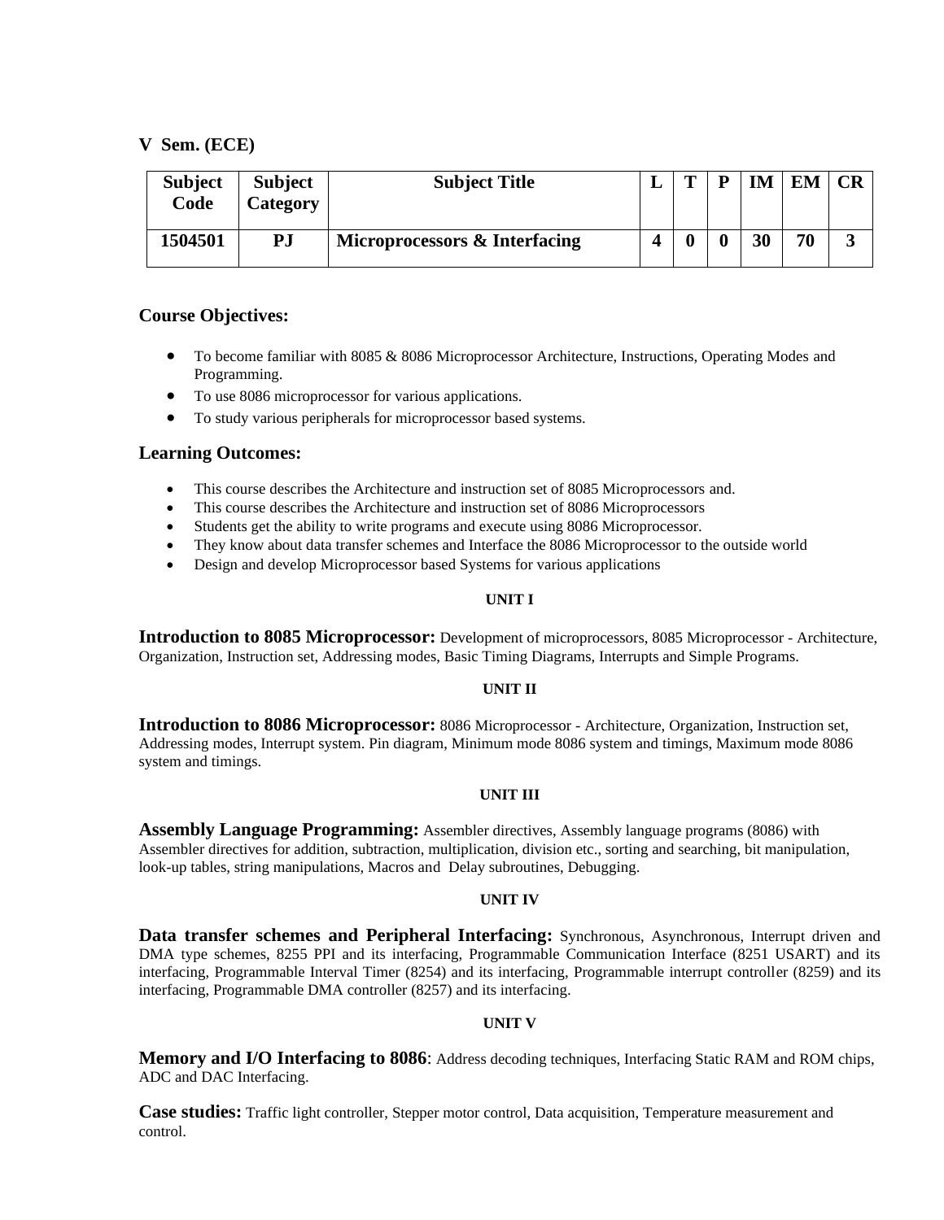## V Sem. (ECE)

| Subject Code | Subject Category | Subject Title | L | T | P | IM | EM | CR |
|---|---|---|---|---|---|---|---|---|
| **1504501** | **PJ** | **Microprocessors & Interfacing** | **4** | **0** | **0** | **30** | **70** | **3** |

### Course Objectives:

- To become familiar with 8085 & 8086 Microprocessor Architecture, Instructions, Operating Modes and Programming.
- To use 8086 microprocessor for various applications.
- To study various peripherals for microprocessor based systems.

### Learning Outcomes:

- This course describes the Architecture and instruction set of 8085 Microprocessors and.
- This course describes the Architecture and instruction set of 8086 Microprocessors
- Students get the ability to write programs and execute using 8086 Microprocessor.
- They know about data transfer schemes and Interface the 8086 Microprocessor to the outside world
- Design and develop Microprocessor based Systems for various applications

#### UNIT I

**Introduction to 8085 Microprocessor:** Development of microprocessors, 8085 Microprocessor - Architecture, Organization, Instruction set, Addressing modes, Basic Timing Diagrams, Interrupts and Simple Programs.

#### UNIT II

**Introduction to 8086 Microprocessor:** 8086 Microprocessor - Architecture, Organization, Instruction set, Addressing modes, Interrupt system. Pin diagram, Minimum mode 8086 system and timings, Maximum mode 8086 system and timings.

#### UNIT III

**Assembly Language Programming:** Assembler directives, Assembly language programs (8086) with Assembler directives for addition, subtraction, multiplication, division etc., sorting and searching, bit manipulation, look-up tables, string manipulations, Macros and Delay subroutines, Debugging.

#### UNIT IV

**Data transfer schemes and Peripheral Interfacing:** Synchronous, Asynchronous, Interrupt driven and DMA type schemes, 8255 PPI and its interfacing, Programmable Communication Interface (8251 USART) and its interfacing, Programmable Interval Timer (8254) and its interfacing, Programmable interrupt controller (8259) and its interfacing, Programmable DMA controller (8257) and its interfacing.

#### UNIT V

**Memory and I/O Interfacing to 8086**: Address decoding techniques, Interfacing Static RAM and ROM chips, ADC and DAC Interfacing.

**Case studies:** Traffic light controller, Stepper motor control, Data acquisition, Temperature measurement and control.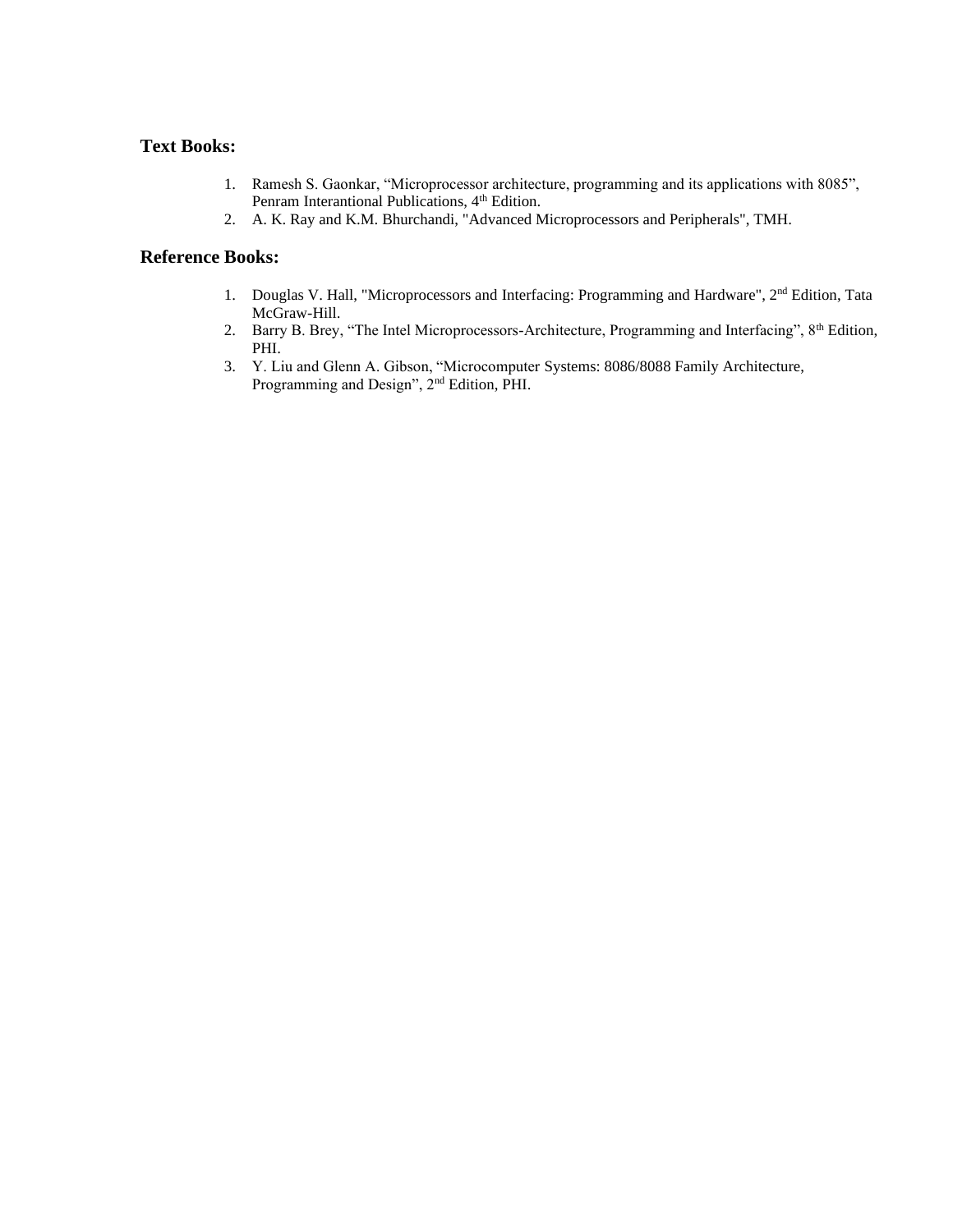### Text Books:

1. Ramesh S. Gaonkar, “Microprocessor architecture, programming and its applications with 8085”, Penram Interantional Publications, 4th Edition.
2. A. K. Ray and K.M. Bhurchandi, "Advanced Microprocessors and Peripherals", TMH.

### Reference Books:

1. Douglas V. Hall, "Microprocessors and Interfacing: Programming and Hardware", 2nd Edition, Tata McGraw-Hill.
2. Barry B. Brey, “The Intel Microprocessors-Architecture, Programming and Interfacing”, 8th Edition, PHI.
3. Y. Liu and Glenn A. Gibson, “Microcomputer Systems: 8086/8088 Family Architecture, Programming and Design”, 2nd Edition, PHI.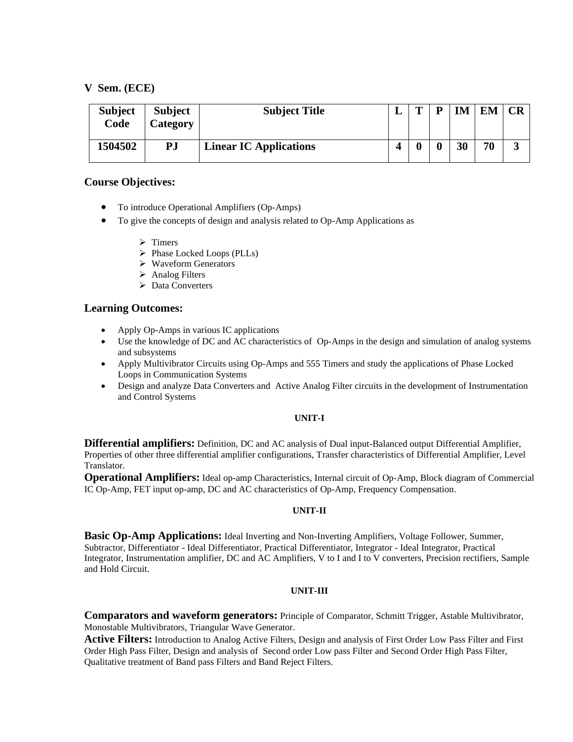## V Sem. (ECE)

| Subject Code | Subject Category | Subject Title | L | T | P | IM | EM | CR |
|---|---|---|---|---|---|---|---|---|
| 1504502 | PJ | Linear IC Applications | 4 | 0 | 0 | 30 | 70 | 3 |

### Course Objectives:

- To introduce Operational Amplifiers (Op-Amps)
- To give the concepts of design and analysis related to Op-Amp Applications as
  - Timers
  - Phase Locked Loops (PLLs)
  - Waveform Generators
  - Analog Filters
  - Data Converters

### Learning Outcomes:

- Apply Op-Amps in various IC applications
- Use the knowledge of DC and AC characteristics of Op-Amps in the design and simulation of analog systems and subsystems
- Apply Multivibrator Circuits using Op-Amps and 555 Timers and study the applications of Phase Locked Loops in Communication Systems
- Design and analyze Data Converters and Active Analog Filter circuits in the development of Instrumentation and Control Systems

#### UNIT-I

**Differential amplifiers:** Definition, DC and AC analysis of Dual input-Balanced output Differential Amplifier, Properties of other three differential amplifier configurations, Transfer characteristics of Differential Amplifier, Level Translator.

**Operational Amplifiers:** Ideal op-amp Characteristics, Internal circuit of Op-Amp, Block diagram of Commercial IC Op-Amp, FET input op-amp, DC and AC characteristics of Op-Amp, Frequency Compensation.

#### UNIT-II

**Basic Op-Amp Applications:** Ideal Inverting and Non-Inverting Amplifiers, Voltage Follower, Summer, Subtractor, Differentiator - Ideal Differentiator, Practical Differentiator, Integrator - Ideal Integrator, Practical Integrator, Instrumentation amplifier, DC and AC Amplifiers, V to I and I to V converters, Precision rectifiers, Sample and Hold Circuit.

#### UNIT-III

**Comparators and waveform generators:** Principle of Comparator, Schmitt Trigger, Astable Multivibrator, Monostable Multivibrators, Triangular Wave Generator.

**Active Filters:** Introduction to Analog Active Filters, Design and analysis of First Order Low Pass Filter and First Order High Pass Filter, Design and analysis of Second order Low pass Filter and Second Order High Pass Filter, Qualitative treatment of Band pass Filters and Band Reject Filters.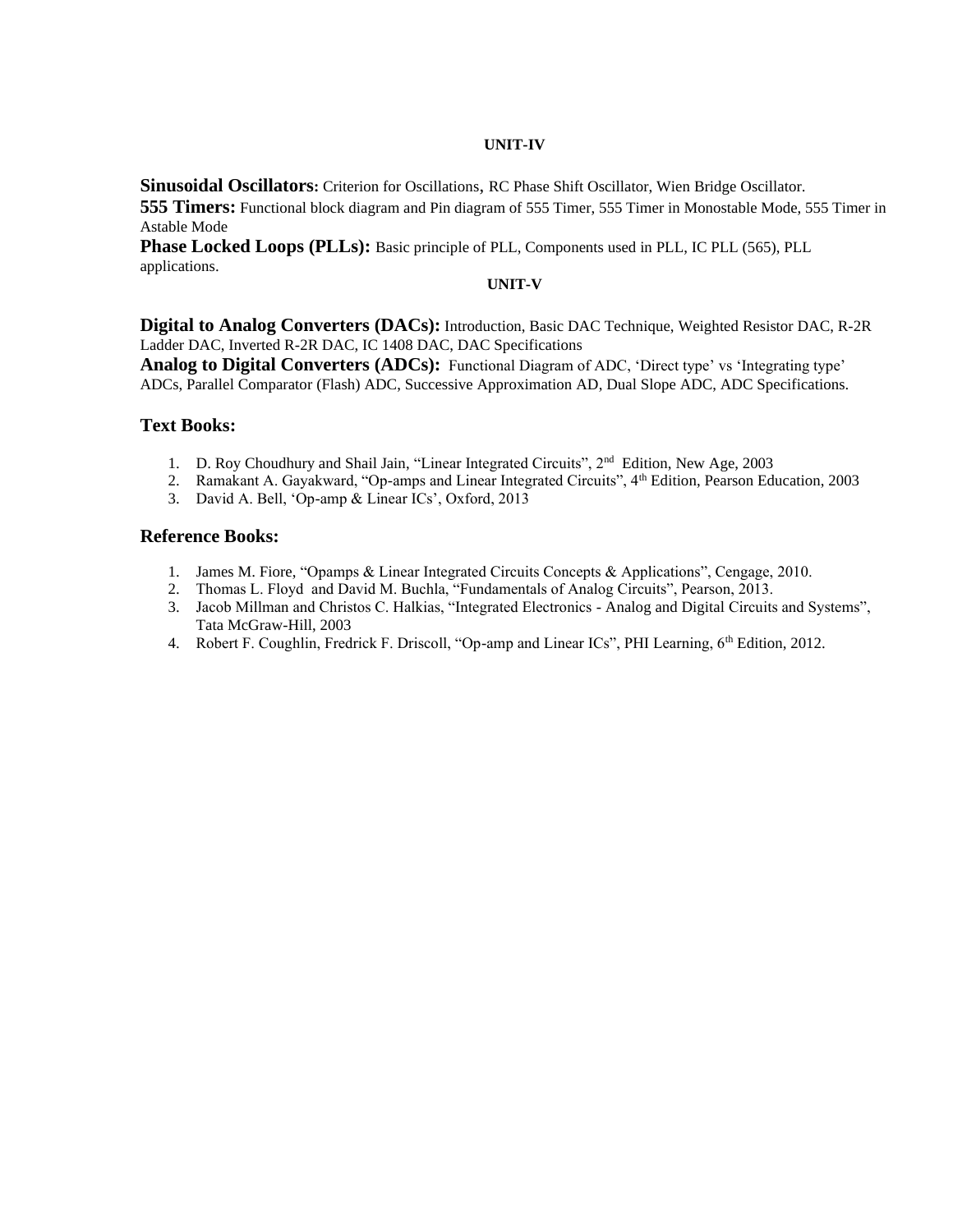## UNIT-IV

**Sinusoidal Oscillators:** Criterion for Oscillations, RC Phase Shift Oscillator, Wien Bridge Oscillator.
**555 Timers:** Functional block diagram and Pin diagram of 555 Timer, 555 Timer in Monostable Mode, 555 Timer in Astable Mode
**Phase Locked Loops (PLLs):** Basic principle of PLL, Components used in PLL, IC PLL (565), PLL applications.

## UNIT-V

**Digital to Analog Converters (DACs):** Introduction, Basic DAC Technique, Weighted Resistor DAC, R-2R Ladder DAC, Inverted R-2R DAC, IC 1408 DAC, DAC Specifications
**Analog to Digital Converters (ADCs):** Functional Diagram of ADC, 'Direct type' vs 'Integrating type' ADCs, Parallel Comparator (Flash) ADC, Successive Approximation AD, Dual Slope ADC, ADC Specifications.

### Text Books:

1. D. Roy Choudhury and Shail Jain, "Linear Integrated Circuits", 2nd Edition, New Age, 2003
2. Ramakant A. Gayakward, "Op-amps and Linear Integrated Circuits", 4th Edition, Pearson Education, 2003
3. David A. Bell, 'Op-amp & Linear ICs', Oxford, 2013

### Reference Books:

1. James M. Fiore, "Opamps & Linear Integrated Circuits Concepts & Applications", Cengage, 2010.
2. Thomas L. Floyd and David M. Buchla, "Fundamentals of Analog Circuits", Pearson, 2013.
3. Jacob Millman and Christos C. Halkias, "Integrated Electronics - Analog and Digital Circuits and Systems", Tata McGraw-Hill, 2003
4. Robert F. Coughlin, Fredrick F. Driscoll, "Op-amp and Linear ICs", PHI Learning, 6th Edition, 2012.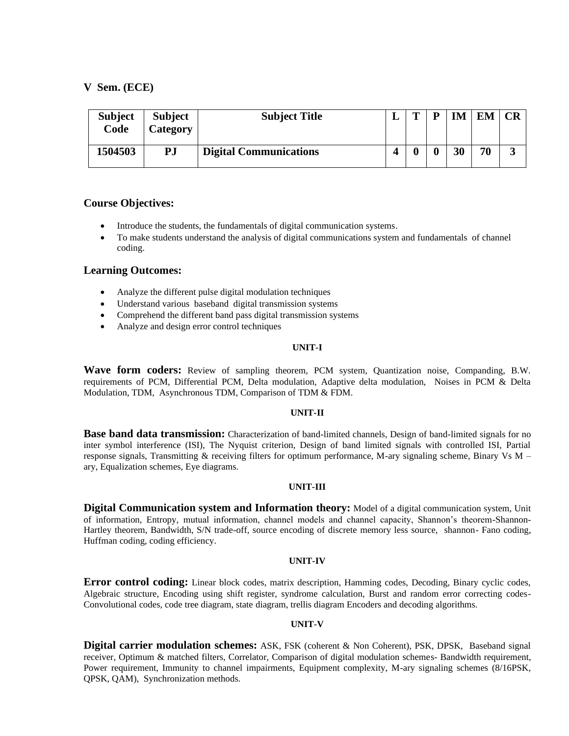## V Sem. (ECE)

| Subject Code | Subject Category | Subject Title | L | T | P | IM | EM | CR |
|---|---|---|---|---|---|---|---|---|
| 1504503 | PJ | Digital Communications | 4 | 0 | 0 | 30 | 70 | 3 |

### Course Objectives:

- Introduce the students, the fundamentals of digital communication systems.
- To make students understand the analysis of digital communications system and fundamentals of channel coding.

### Learning Outcomes:

- Analyze the different pulse digital modulation techniques
- Understand various baseband digital transmission systems
- Comprehend the different band pass digital transmission systems
- Analyze and design error control techniques

**UNIT-I**

**Wave form coders:** Review of sampling theorem, PCM system, Quantization noise, Companding, B.W. requirements of PCM, Differential PCM, Delta modulation, Adaptive delta modulation, Noises in PCM & Delta Modulation, TDM, Asynchronous TDM, Comparison of TDM & FDM.

**UNIT-II**

**Base band data transmission:** Characterization of band-limited channels, Design of band-limited signals for no inter symbol interference (ISI), The Nyquist criterion, Design of band limited signals with controlled ISI, Partial response signals, Transmitting & receiving filters for optimum performance, M-ary signaling scheme, Binary Vs M –ary, Equalization schemes, Eye diagrams.

**UNIT-III**

**Digital Communication system and Information theory:** Model of a digital communication system, Unit of information, Entropy, mutual information, channel models and channel capacity, Shannon's theorem-Shannon-Hartley theorem, Bandwidth, S/N trade-off, source encoding of discrete memory less source, shannon- Fano coding, Huffman coding, coding efficiency.

**UNIT-IV**

**Error control coding:** Linear block codes, matrix description, Hamming codes, Decoding, Binary cyclic codes, Algebraic structure, Encoding using shift register, syndrome calculation, Burst and random error correcting codes-Convolutional codes, code tree diagram, state diagram, trellis diagram Encoders and decoding algorithms.

**UNIT-V**

**Digital carrier modulation schemes:** ASK, FSK (coherent & Non Coherent), PSK, DPSK, Baseband signal receiver, Optimum & matched filters, Correlator, Comparison of digital modulation schemes- Bandwidth requirement, Power requirement, Immunity to channel impairments, Equipment complexity, M-ary signaling schemes (8/16PSK, QPSK, QAM), Synchronization methods.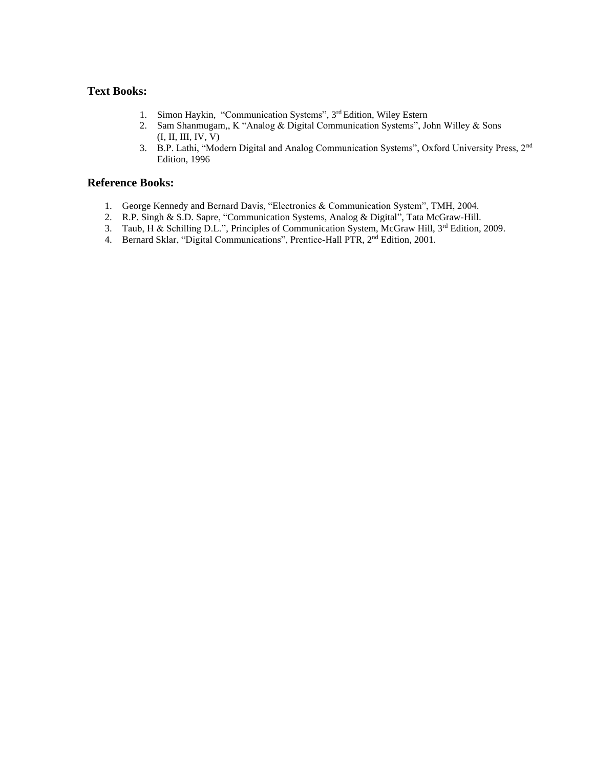## Text Books:

1. Simon Haykin, "Communication Systems", 3rd Edition, Wiley Estern
2. Sam Shanmugam,, K "Analog & Digital Communication Systems", John Willey & Sons (I, II, III, IV, V)
3. B.P. Lathi, "Modern Digital and Analog Communication Systems", Oxford University Press, 2nd Edition, 1996

## Reference Books:

1. George Kennedy and Bernard Davis, "Electronics & Communication System", TMH, 2004.
2. R.P. Singh & S.D. Sapre, "Communication Systems, Analog & Digital", Tata McGraw-Hill.
3. Taub, H & Schilling D.L.", Principles of Communication System, McGraw Hill, 3rd Edition, 2009.
4. Bernard Sklar, "Digital Communications", Prentice-Hall PTR, 2nd Edition, 2001.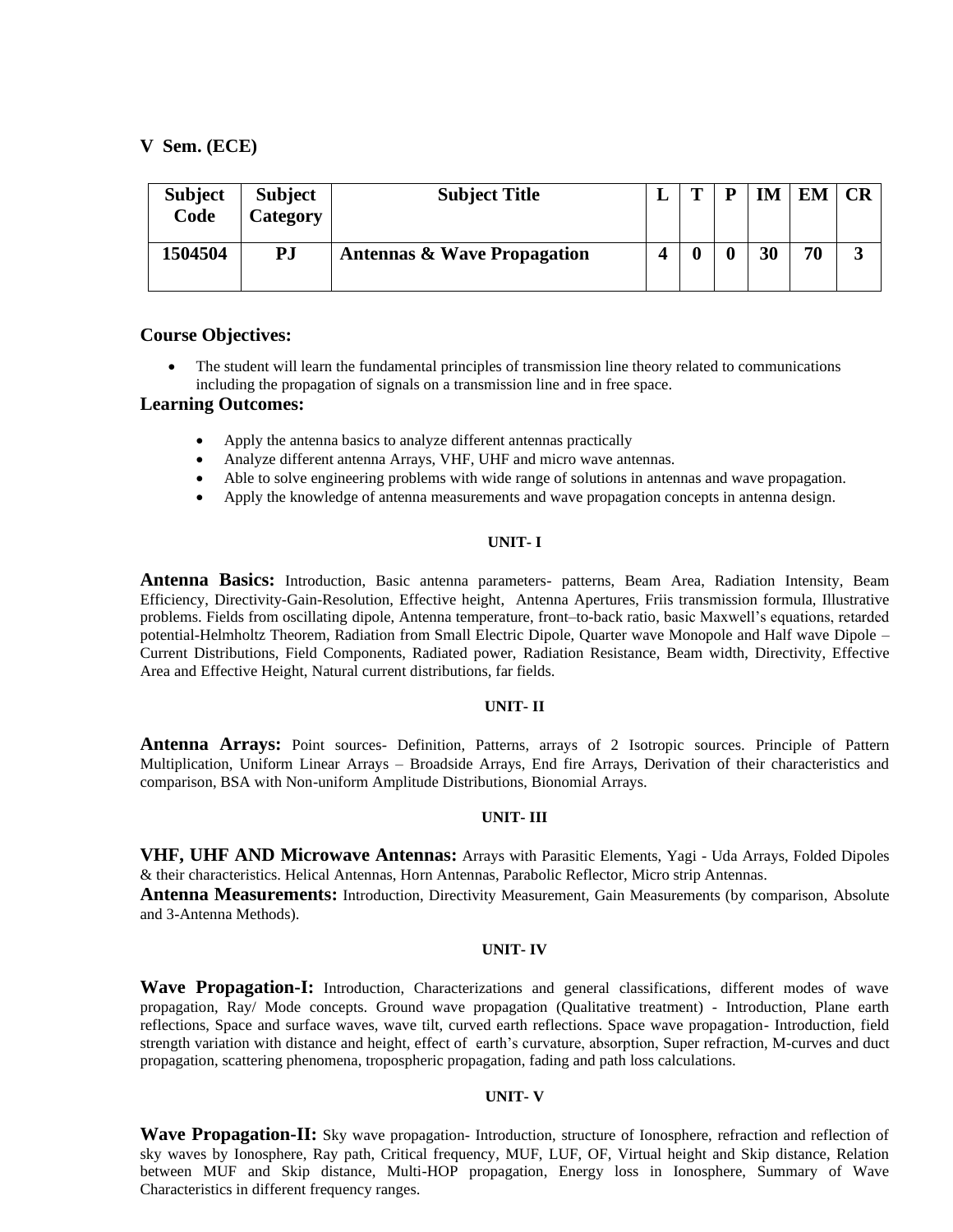## V Sem. (ECE)

| Subject Code | Subject Category | Subject Title | L | T | P | IM | EM | CR |
|---|---|---|---|---|---|---|---|---|
| 1504504 | PJ | **Antennas & Wave Propagation** | 4 | 0 | 0 | 30 | 70 | 3 |

### Course Objectives:

- The student will learn the fundamental principles of transmission line theory related to communications including the propagation of signals on a transmission line and in free space.

### Learning Outcomes:

- Apply the antenna basics to analyze different antennas practically
- Analyze different antenna Arrays, VHF, UHF and micro wave antennas.
- Able to solve engineering problems with wide range of solutions in antennas and wave propagation.
- Apply the knowledge of antenna measurements and wave propagation concepts in antenna design.

#### UNIT- I

**Antenna Basics:** Introduction, Basic antenna parameters- patterns, Beam Area, Radiation Intensity, Beam Efficiency, Directivity-Gain-Resolution, Effective height, Antenna Apertures, Friis transmission formula, Illustrative problems. Fields from oscillating dipole, Antenna temperature, front–to-back ratio, basic Maxwell's equations, retarded potential-Helmholtz Theorem, Radiation from Small Electric Dipole, Quarter wave Monopole and Half wave Dipole – Current Distributions, Field Components, Radiated power, Radiation Resistance, Beam width, Directivity, Effective Area and Effective Height, Natural current distributions, far fields.

#### UNIT- II

**Antenna Arrays:** Point sources- Definition, Patterns, arrays of 2 Isotropic sources. Principle of Pattern Multiplication, Uniform Linear Arrays – Broadside Arrays, End fire Arrays, Derivation of their characteristics and comparison, BSA with Non-uniform Amplitude Distributions, Bionomial Arrays.

#### UNIT- III

**VHF, UHF AND Microwave Antennas:** Arrays with Parasitic Elements, Yagi - Uda Arrays, Folded Dipoles & their characteristics. Helical Antennas, Horn Antennas, Parabolic Reflector, Micro strip Antennas.

**Antenna Measurements:** Introduction, Directivity Measurement, Gain Measurements (by comparison, Absolute and 3-Antenna Methods).

#### UNIT- IV

**Wave Propagation-I:** Introduction, Characterizations and general classifications, different modes of wave propagation, Ray/ Mode concepts. Ground wave propagation (Qualitative treatment) - Introduction, Plane earth reflections, Space and surface waves, wave tilt, curved earth reflections. Space wave propagation- Introduction, field strength variation with distance and height, effect of earth's curvature, absorption, Super refraction, M-curves and duct propagation, scattering phenomena, tropospheric propagation, fading and path loss calculations.

#### UNIT- V

**Wave Propagation-II:** Sky wave propagation- Introduction, structure of Ionosphere, refraction and reflection of sky waves by Ionosphere, Ray path, Critical frequency, MUF, LUF, OF, Virtual height and Skip distance, Relation between MUF and Skip distance, Multi-HOP propagation, Energy loss in Ionosphere, Summary of Wave Characteristics in different frequency ranges.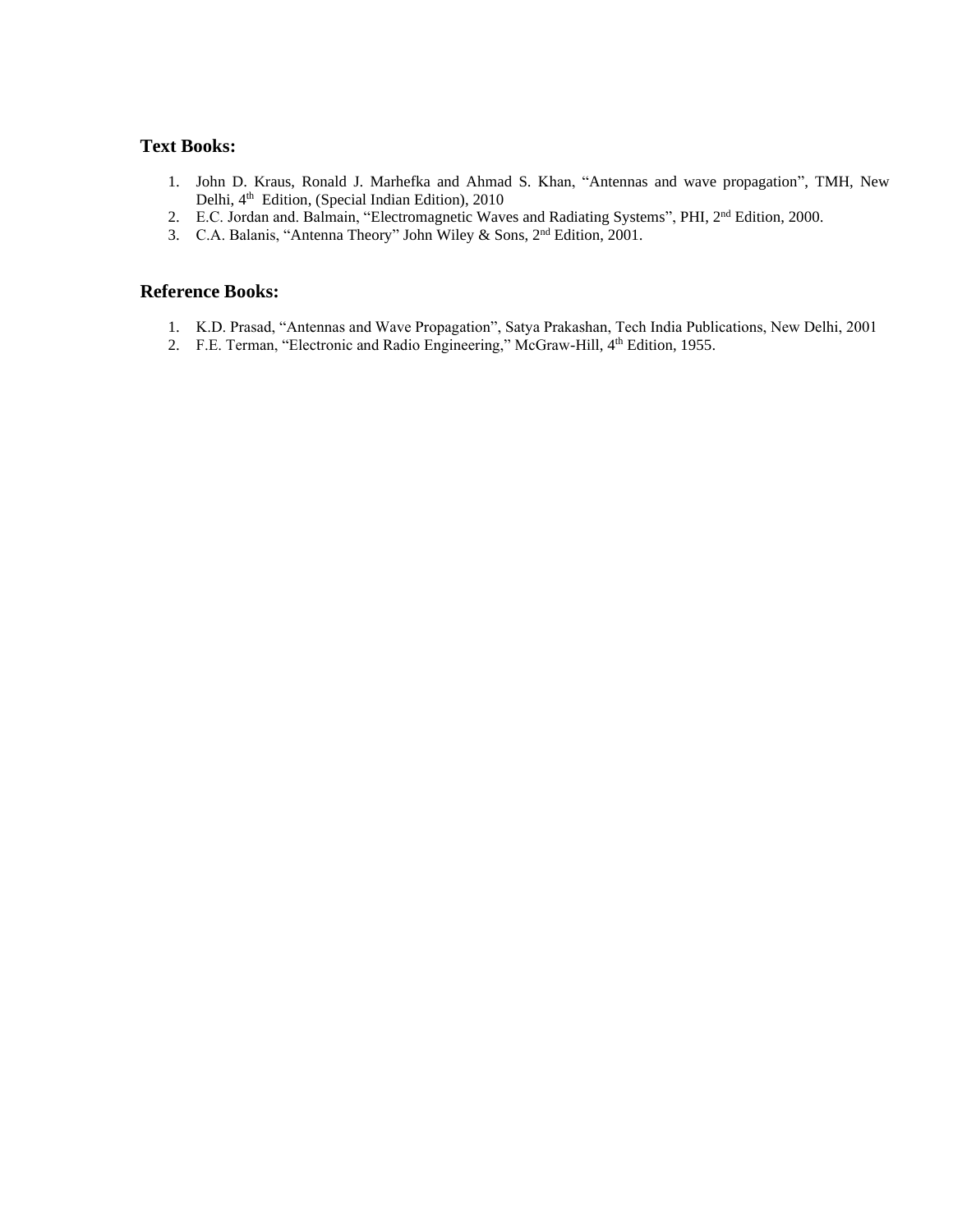### Text Books:

1. John D. Kraus, Ronald J. Marhefka and Ahmad S. Khan, "Antennas and wave propagation", TMH, New Delhi, 4th Edition, (Special Indian Edition), 2010
2. E.C. Jordan and. Balmain, "Electromagnetic Waves and Radiating Systems", PHI, 2nd Edition, 2000.
3. C.A. Balanis, "Antenna Theory" John Wiley & Sons, 2nd Edition, 2001.

### Reference Books:

1. K.D. Prasad, "Antennas and Wave Propagation", Satya Prakashan, Tech India Publications, New Delhi, 2001
2. F.E. Terman, "Electronic and Radio Engineering," McGraw-Hill, 4th Edition, 1955.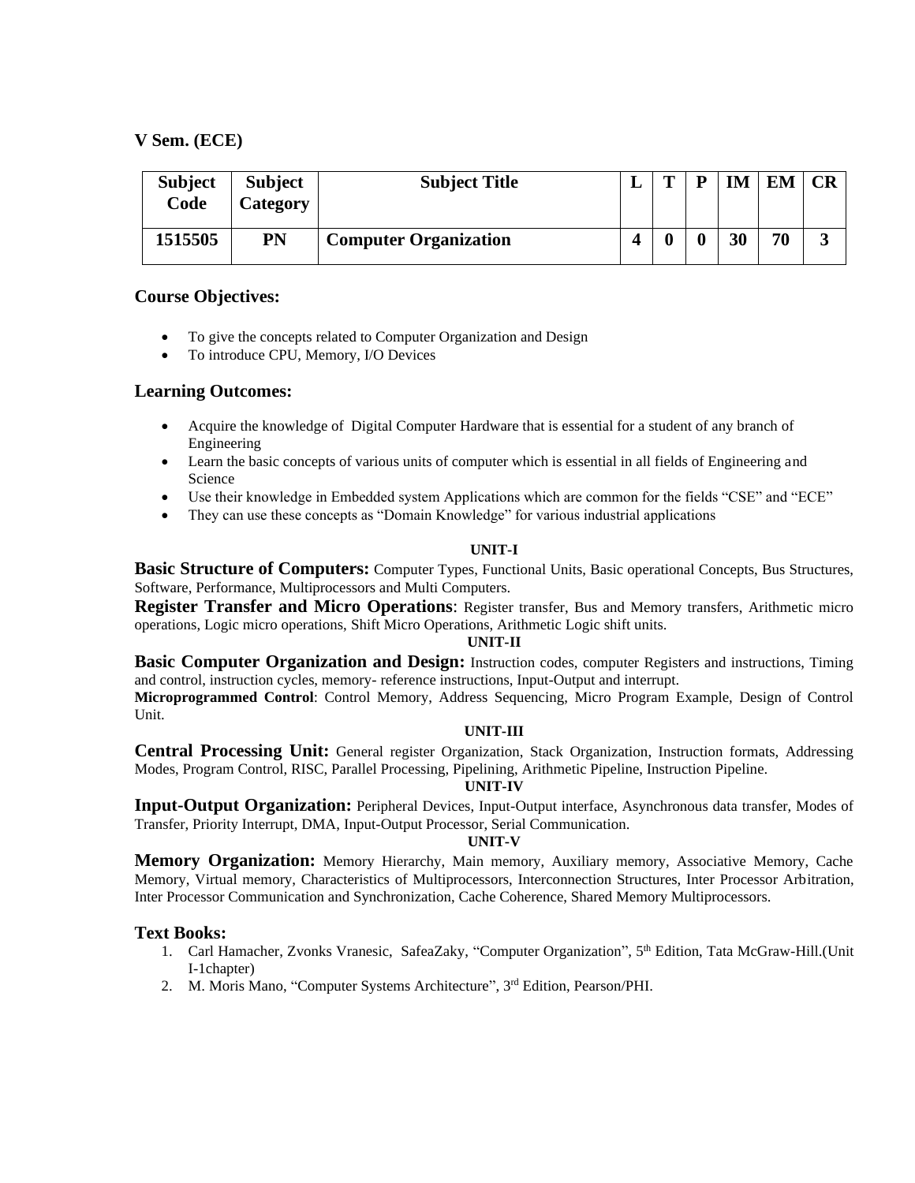**V Sem. (ECE)**

| Subject Code | Subject Category | Subject Title | L | T | P | IM | EM | CR |
|---|---|---|---|---|---|---|---|---|
| 1515505 | PN | Computer Organization | 4 | 0 | 0 | 30 | 70 | 3 |

## Course Objectives:

- To give the concepts related to Computer Organization and Design
- To introduce CPU, Memory, I/O Devices

## Learning Outcomes:

- Acquire the knowledge of Digital Computer Hardware that is essential for a student of any branch of Engineering
- Learn the basic concepts of various units of computer which is essential in all fields of Engineering and Science
- Use their knowledge in Embedded system Applications which are common for the fields "CSE" and "ECE"
- They can use these concepts as "Domain Knowledge" for various industrial applications

**UNIT-I**

**Basic Structure of Computers:** Computer Types, Functional Units, Basic operational Concepts, Bus Structures, Software, Performance, Multiprocessors and Multi Computers.

**Register Transfer and Micro Operations**: Register transfer, Bus and Memory transfers, Arithmetic micro operations, Logic micro operations, Shift Micro Operations, Arithmetic Logic shift units.

**UNIT-II**

**Basic Computer Organization and Design:** Instruction codes, computer Registers and instructions, Timing and control, instruction cycles, memory- reference instructions, Input-Output and interrupt.

**Microprogrammed Control**: Control Memory, Address Sequencing, Micro Program Example, Design of Control Unit.

**UNIT-III**

**Central Processing Unit:** General register Organization, Stack Organization, Instruction formats, Addressing Modes, Program Control, RISC, Parallel Processing, Pipelining, Arithmetic Pipeline, Instruction Pipeline.

**UNIT-IV**

**Input-Output Organization:** Peripheral Devices, Input-Output interface, Asynchronous data transfer, Modes of Transfer, Priority Interrupt, DMA, Input-Output Processor, Serial Communication.

**UNIT-V**

**Memory Organization:** Memory Hierarchy, Main memory, Auxiliary memory, Associative Memory, Cache Memory, Virtual memory, Characteristics of Multiprocessors, Interconnection Structures, Inter Processor Arbitration, Inter Processor Communication and Synchronization, Cache Coherence, Shared Memory Multiprocessors.

## Text Books:

1. Carl Hamacher, Zvonks Vranesic, SafeaZaky, "Computer Organization", 5th Edition, Tata McGraw-Hill.(Unit I-1chapter)
2. M. Moris Mano, "Computer Systems Architecture", 3rd Edition, Pearson/PHI.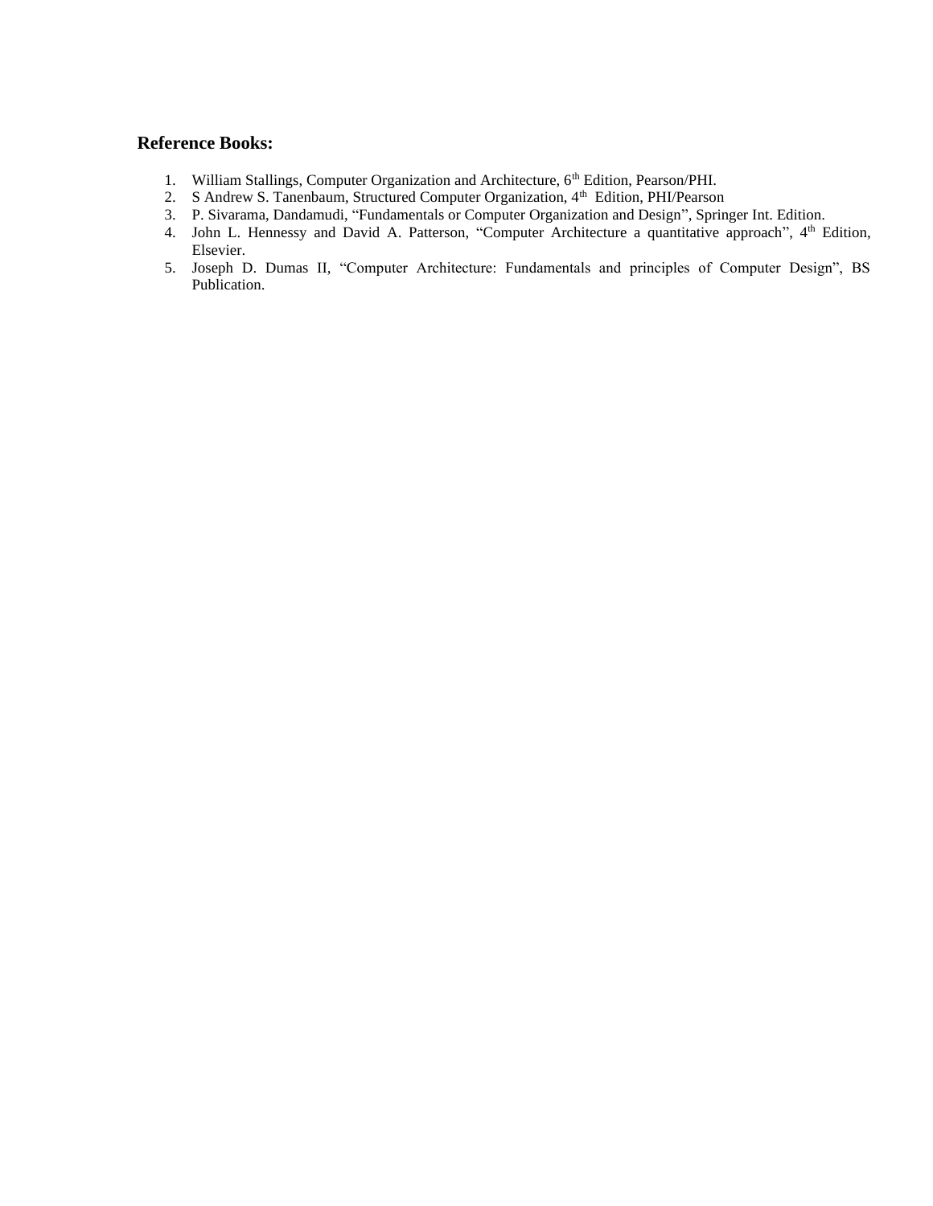### Reference Books:

1. William Stallings, Computer Organization and Architecture, 6th Edition, Pearson/PHI.
2. S Andrew S. Tanenbaum, Structured Computer Organization, 4th Edition, PHI/Pearson
3. P. Sivarama, Dandamudi, "Fundamentals or Computer Organization and Design", Springer Int. Edition.
4. John L. Hennessy and David A. Patterson, "Computer Architecture a quantitative approach", 4th Edition, Elsevier.
5. Joseph D. Dumas II, "Computer Architecture: Fundamentals and principles of Computer Design", BS Publication.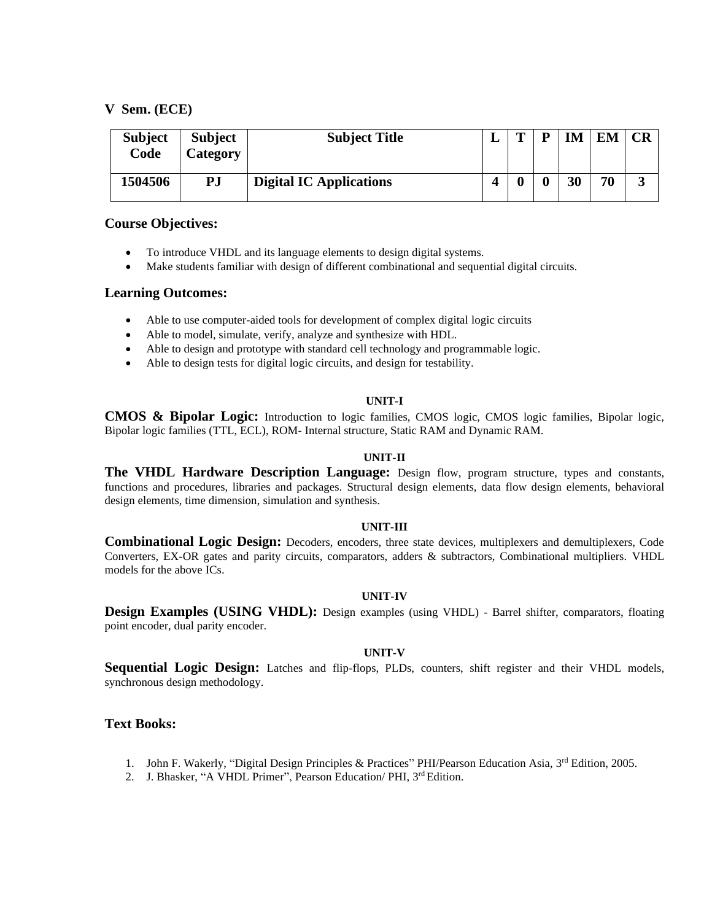**V Sem. (ECE)**

| Subject Code | Subject Category | Subject Title | L | T | P | IM | EM | CR |
|---|---|---|---|---|---|---|---|---|
| 1504506 | PJ | Digital IC Applications | 4 | 0 | 0 | 30 | 70 | 3 |

## Course Objectives:

- To introduce VHDL and its language elements to design digital systems.
- Make students familiar with design of different combinational and sequential digital circuits.

## Learning Outcomes:

- Able to use computer-aided tools for development of complex digital logic circuits
- Able to model, simulate, verify, analyze and synthesize with HDL.
- Able to design and prototype with standard cell technology and programmable logic.
- Able to design tests for digital logic circuits, and design for testability.

### UNIT-I

**CMOS & Bipolar Logic:** Introduction to logic families, CMOS logic, CMOS logic families, Bipolar logic, Bipolar logic families (TTL, ECL), ROM- Internal structure, Static RAM and Dynamic RAM.

### UNIT-II

**The VHDL Hardware Description Language:** Design flow, program structure, types and constants, functions and procedures, libraries and packages. Structural design elements, data flow design elements, behavioral design elements, time dimension, simulation and synthesis.

### UNIT-III

**Combinational Logic Design:** Decoders, encoders, three state devices, multiplexers and demultiplexers, Code Converters, EX-OR gates and parity circuits, comparators, adders & subtractors, Combinational multipliers. VHDL models for the above ICs.

### UNIT-IV

**Design Examples (USING VHDL):** Design examples (using VHDL) - Barrel shifter, comparators, floating point encoder, dual parity encoder.

### UNIT-V

**Sequential Logic Design:** Latches and flip-flops, PLDs, counters, shift register and their VHDL models, synchronous design methodology.

## Text Books:

1. John F. Wakerly, "Digital Design Principles & Practices" PHI/Pearson Education Asia, 3rd Edition, 2005.
2. J. Bhasker, "A VHDL Primer", Pearson Education/ PHI, 3rd Edition.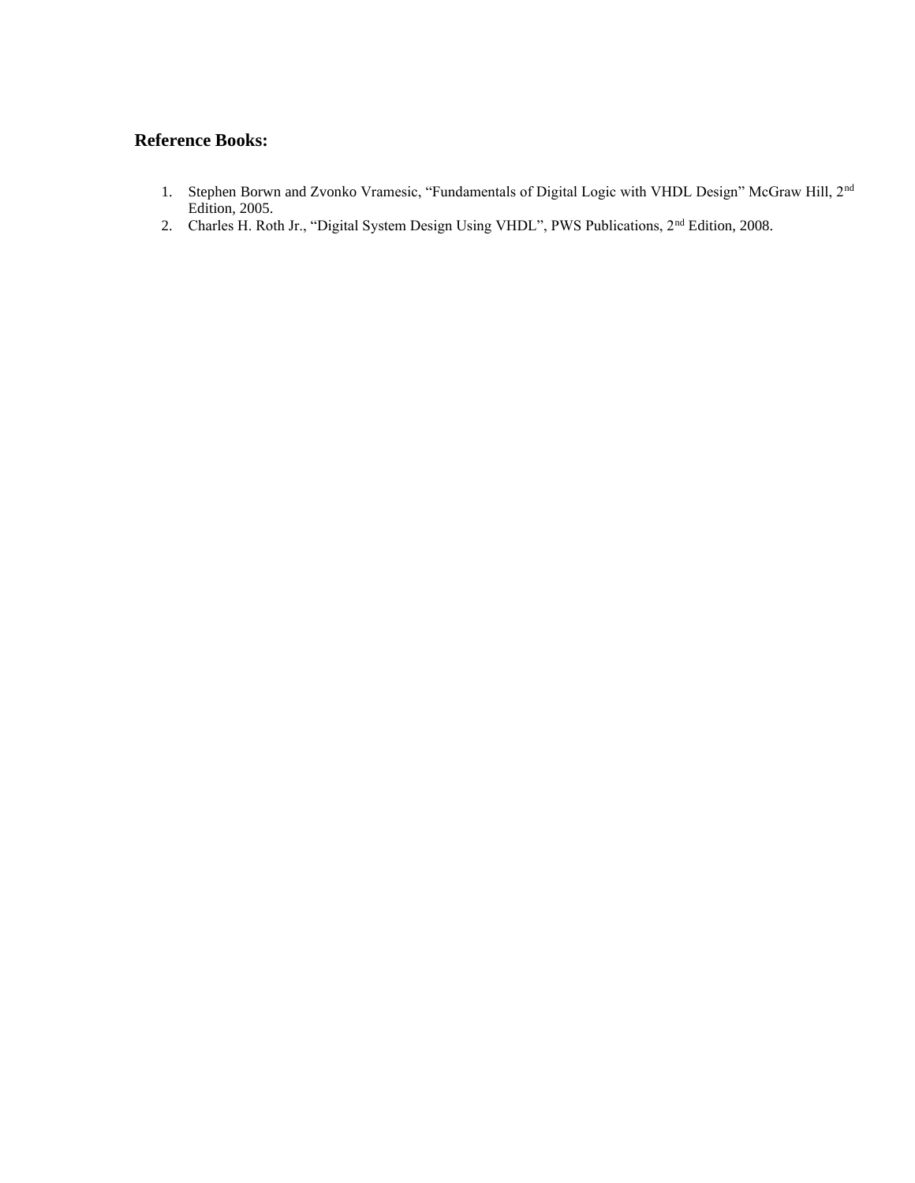### Reference Books:

1. Stephen Borwn and Zvonko Vramesic, “Fundamentals of Digital Logic with VHDL Design” McGraw Hill, 2nd Edition, 2005.
2. Charles H. Roth Jr., “Digital System Design Using VHDL”, PWS Publications, 2nd Edition, 2008.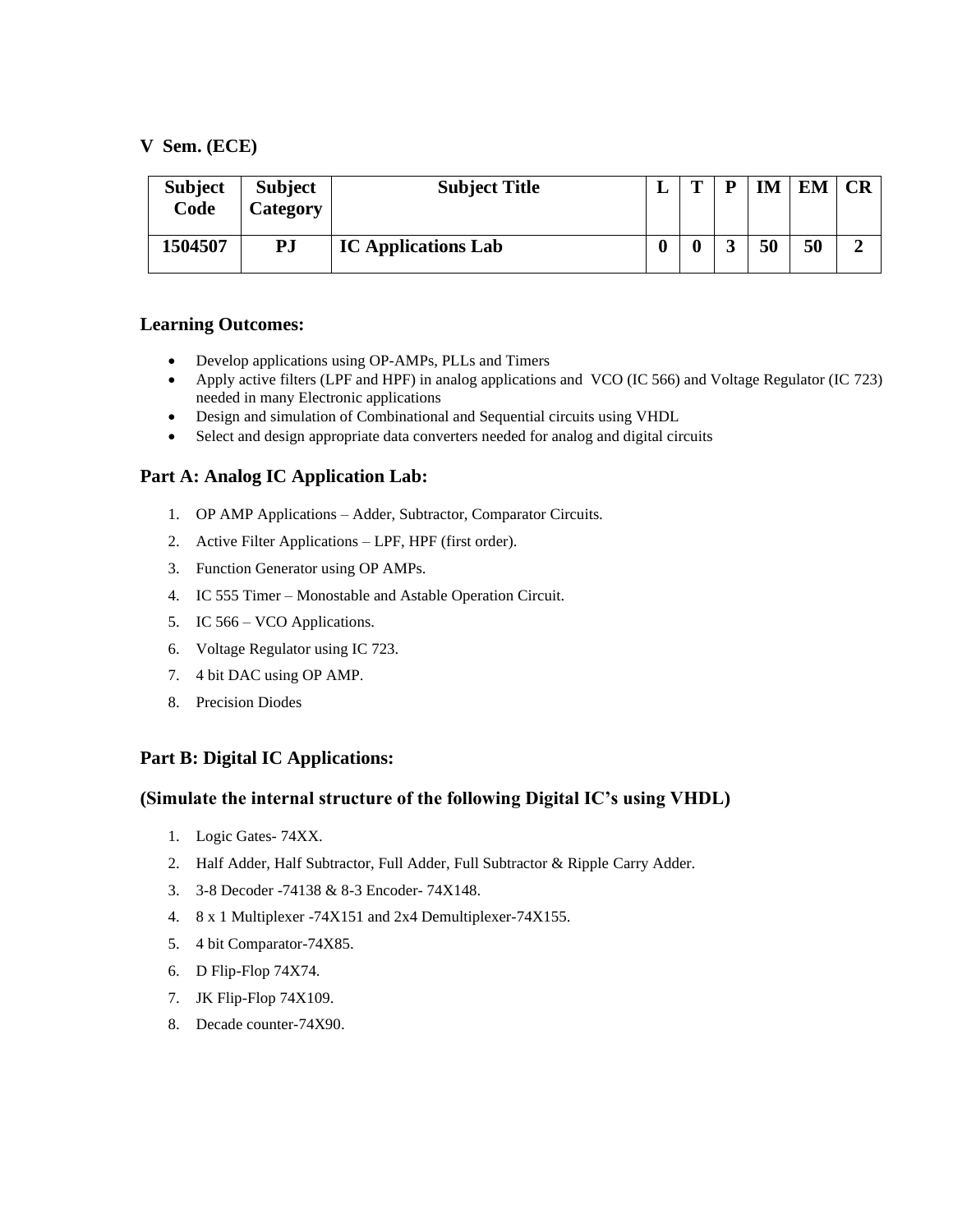**V Sem. (ECE)**

| Subject Code | Subject Category | Subject Title | L | T | P | IM | EM | CR |
|---|---|---|---|---|---|---|---|---|
| 1504507 | PJ | IC Applications Lab | 0 | 0 | 3 | 50 | 50 | 2 |

## Learning Outcomes:

- Develop applications using OP-AMPs, PLLs and Timers
- Apply active filters (LPF and HPF) in analog applications and VCO (IC 566) and Voltage Regulator (IC 723) needed in many Electronic applications
- Design and simulation of Combinational and Sequential circuits using VHDL
- Select and design appropriate data converters needed for analog and digital circuits

## Part A: Analog IC Application Lab:

1. OP AMP Applications – Adder, Subtractor, Comparator Circuits.
2. Active Filter Applications – LPF, HPF (first order).
3. Function Generator using OP AMPs.
4. IC 555 Timer – Monostable and Astable Operation Circuit.
5. IC 566 – VCO Applications.
6. Voltage Regulator using IC 723.
7. 4 bit DAC using OP AMP.
8. Precision Diodes

## Part B: Digital IC Applications:

### (Simulate the internal structure of the following Digital IC's using VHDL)

1. Logic Gates- 74XX.
2. Half Adder, Half Subtractor, Full Adder, Full Subtractor & Ripple Carry Adder.
3. 3-8 Decoder -74138 & 8-3 Encoder- 74X148.
4. 8 x 1 Multiplexer -74X151 and 2x4 Demultiplexer-74X155.
5. 4 bit Comparator-74X85.
6. D Flip-Flop 74X74.
7. JK Flip-Flop 74X109.
8. Decade counter-74X90.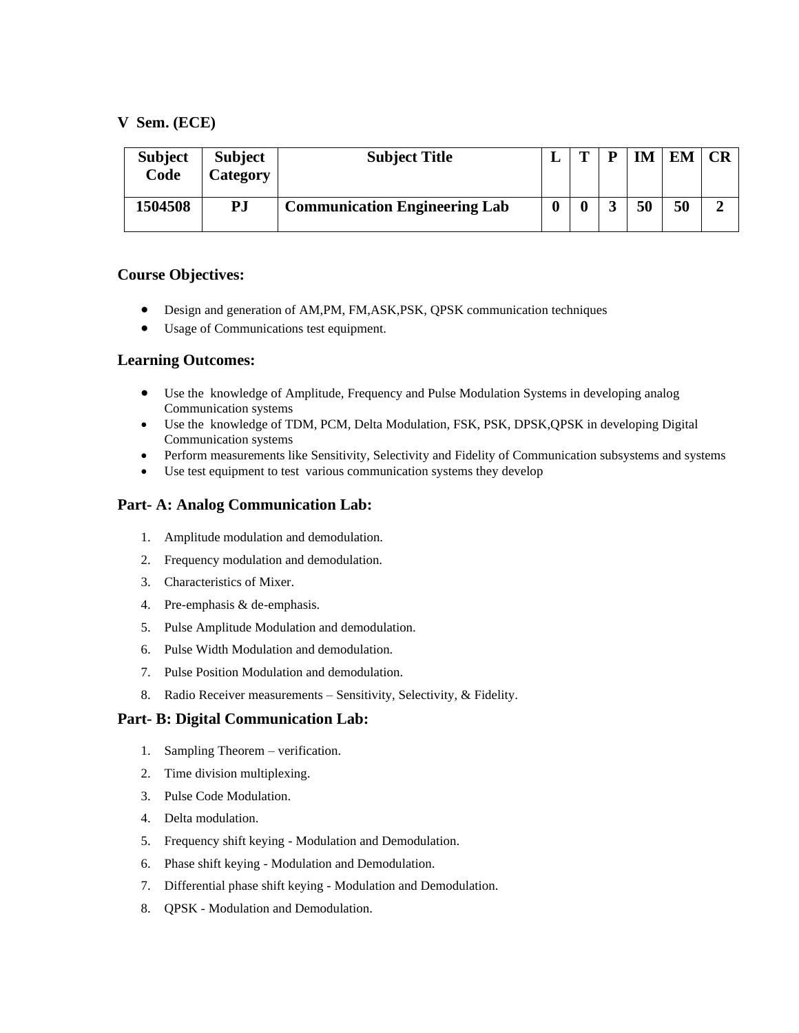**V Sem. (ECE)**

| Subject Code | Subject Category | Subject Title | L | T | P | IM | EM | CR |
|---|---|---|---|---|---|---|---|---|
| 1504508 | PJ | Communication Engineering Lab | 0 | 0 | 3 | 50 | 50 | 2 |

### Course Objectives:

- Design and generation of AM,PM, FM,ASK,PSK, QPSK communication techniques
- Usage of Communications test equipment.

### Learning Outcomes:

- Use the knowledge of Amplitude, Frequency and Pulse Modulation Systems in developing analog Communication systems
- Use the knowledge of TDM, PCM, Delta Modulation, FSK, PSK, DPSK,QPSK in developing Digital Communication systems
- Perform measurements like Sensitivity, Selectivity and Fidelity of Communication subsystems and systems
- Use test equipment to test various communication systems they develop

### Part- A: Analog Communication Lab:

1. Amplitude modulation and demodulation.
2. Frequency modulation and demodulation.
3. Characteristics of Mixer.
4. Pre-emphasis & de-emphasis.
5. Pulse Amplitude Modulation and demodulation.
6. Pulse Width Modulation and demodulation.
7. Pulse Position Modulation and demodulation.
8. Radio Receiver measurements – Sensitivity, Selectivity, & Fidelity.

### Part- B: Digital Communication Lab:

1. Sampling Theorem – verification.
2. Time division multiplexing.
3. Pulse Code Modulation.
4. Delta modulation.
5. Frequency shift keying - Modulation and Demodulation.
6. Phase shift keying - Modulation and Demodulation.
7. Differential phase shift keying - Modulation and Demodulation.
8. QPSK - Modulation and Demodulation.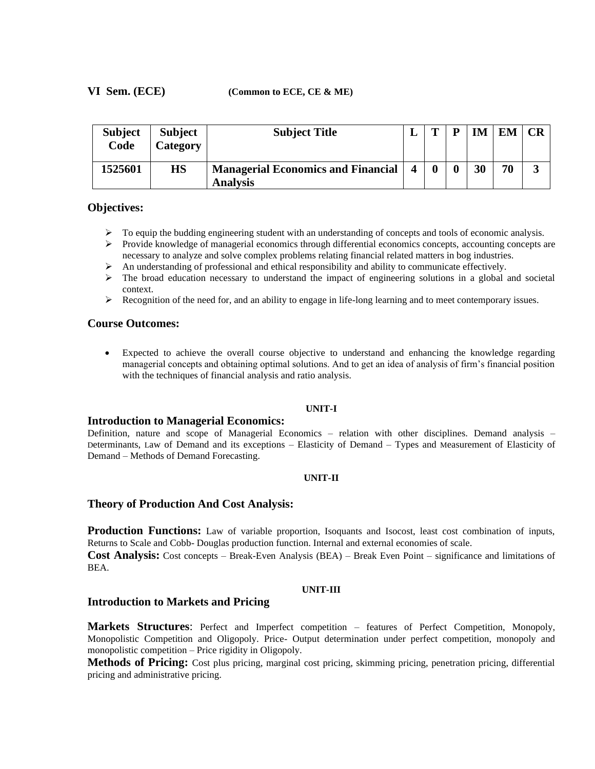**VI Sem. (ECE)** **(Common to ECE, CE & ME)**

| Subject Code | Subject Category | Subject Title | L | T | P | IM | EM | CR |
|---|---|---|---|---|---|---|---|---|
| 1525601 | HS | Managerial Economics and Financial Analysis | 4 | 0 | 0 | 30 | 70 | 3 |

## Objectives:

- To equip the budding engineering student with an understanding of concepts and tools of economic analysis.
- Provide knowledge of managerial economics through differential economics concepts, accounting concepts are necessary to analyze and solve complex problems relating financial related matters in bog industries.
- An understanding of professional and ethical responsibility and ability to communicate effectively.
- The broad education necessary to understand the impact of engineering solutions in a global and societal context.
- Recognition of the need for, and an ability to engage in life-long learning and to meet contemporary issues.

## Course Outcomes:

- Expected to achieve the overall course objective to understand and enhancing the knowledge regarding managerial concepts and obtaining optimal solutions. And to get an idea of analysis of firm's financial position with the techniques of financial analysis and ratio analysis.

**UNIT-I**

### Introduction to Managerial Economics:

Definition, nature and scope of Managerial Economics – relation with other disciplines. Demand analysis – Determinants, Law of Demand and its exceptions – Elasticity of Demand – Types and Measurement of Elasticity of Demand – Methods of Demand Forecasting.

**UNIT-II**

### Theory of Production And Cost Analysis:

**Production Functions:** Law of variable proportion, Isoquants and Isocost, least cost combination of inputs, Returns to Scale and Cobb- Douglas production function. Internal and external economies of scale.

**Cost Analysis:** Cost concepts – Break-Even Analysis (BEA) – Break Even Point – significance and limitations of BEA.

**UNIT-III**

### Introduction to Markets and Pricing

**Markets Structures**: Perfect and Imperfect competition – features of Perfect Competition, Monopoly, Monopolistic Competition and Oligopoly. Price- Output determination under perfect competition, monopoly and monopolistic competition – Price rigidity in Oligopoly.

**Methods of Pricing:** Cost plus pricing, marginal cost pricing, skimming pricing, penetration pricing, differential pricing and administrative pricing.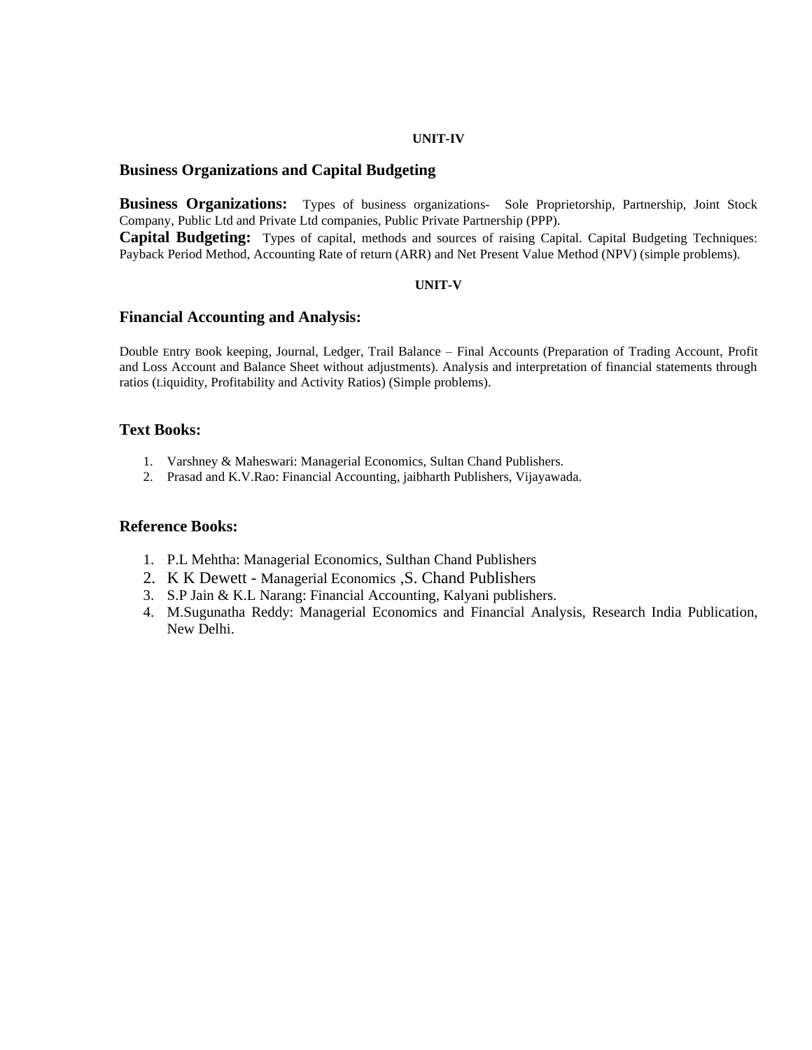**UNIT-IV**

## Business Organizations and Capital Budgeting

**Business Organizations:** Types of business organizations- Sole Proprietorship, Partnership, Joint Stock Company, Public Ltd and Private Ltd companies, Public Private Partnership (PPP).

**Capital Budgeting:** Types of capital, methods and sources of raising Capital. Capital Budgeting Techniques: Payback Period Method, Accounting Rate of return (ARR) and Net Present Value Method (NPV) (simple problems).

**UNIT-V**

## Financial Accounting and Analysis:

Double Entry Book keeping, Journal, Ledger, Trail Balance – Final Accounts (Preparation of Trading Account, Profit and Loss Account and Balance Sheet without adjustments). Analysis and interpretation of financial statements through ratios (Liquidity, Profitability and Activity Ratios) (Simple problems).

### Text Books:

1. Varshney & Maheswari: Managerial Economics, Sultan Chand Publishers.
2. Prasad and K.V.Rao: Financial Accounting, jaibharth Publishers, Vijayawada.

### Reference Books:

1. P.L Mehtha: Managerial Economics, Sulthan Chand Publishers
2. K K Dewett - Managerial Economics ,S. Chand Publishers
3. S.P Jain & K.L Narang: Financial Accounting, Kalyani publishers.
4. M.Sugunatha Reddy: Managerial Economics and Financial Analysis, Research India Publication, New Delhi.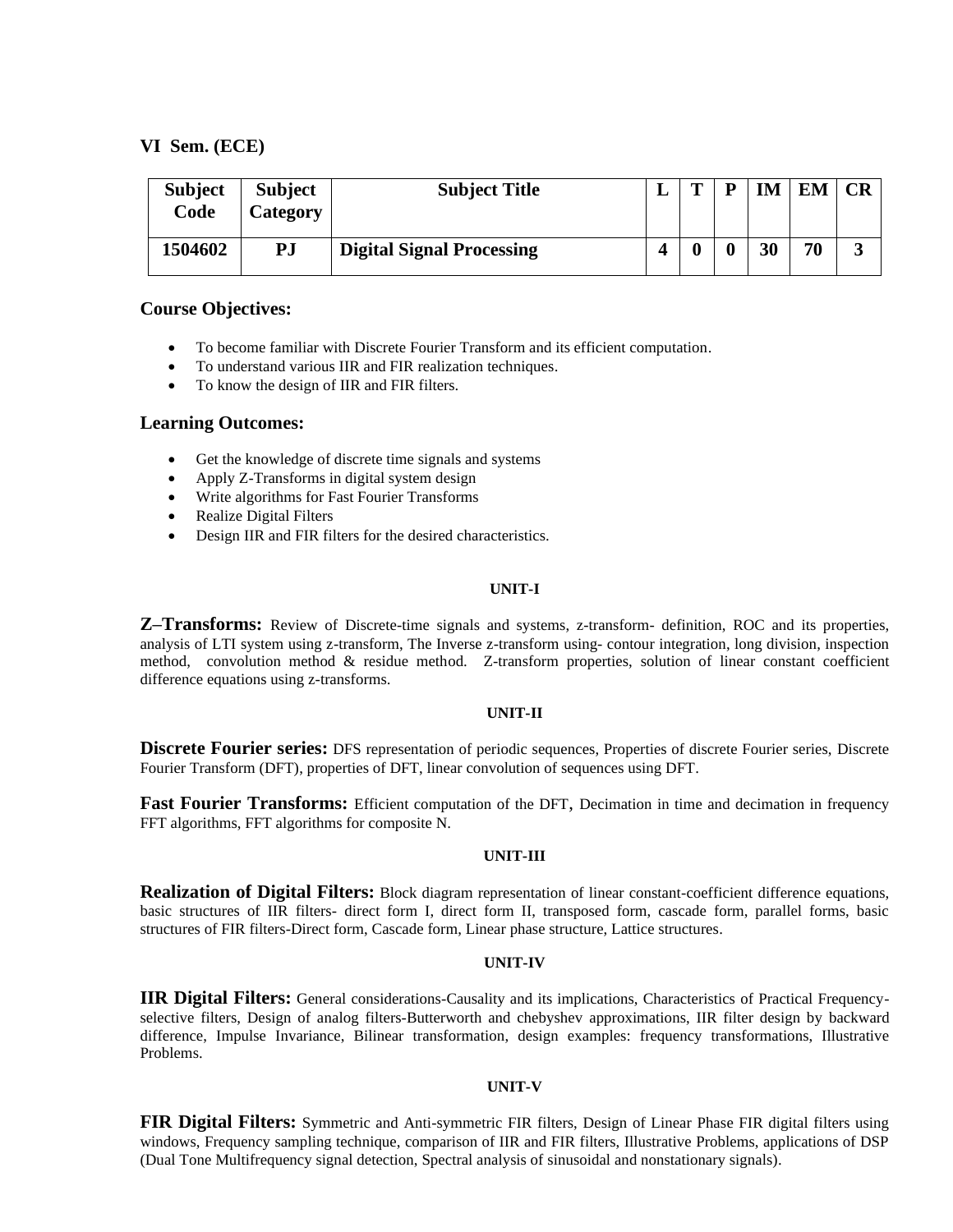## VI Sem. (ECE)

| Subject Code | Subject Category | Subject Title | L | T | P | IM | EM | CR |
|---|---|---|---|---|---|---|---|---|
| **1504602** | **PJ** | **Digital Signal Processing** | **4** | **0** | **0** | **30** | **70** | **3** |

### Course Objectives:

- To become familiar with Discrete Fourier Transform and its efficient computation.
- To understand various IIR and FIR realization techniques.
- To know the design of IIR and FIR filters.

### Learning Outcomes:

- Get the knowledge of discrete time signals and systems
- Apply Z-Transforms in digital system design
- Write algorithms for Fast Fourier Transforms
- Realize Digital Filters
- Design IIR and FIR filters for the desired characteristics.

#### UNIT-I

**Z–Transforms:** Review of Discrete-time signals and systems, z-transform- definition, ROC and its properties, analysis of LTI system using z-transform, The Inverse z-transform using- contour integration, long division, inspection method, convolution method & residue method. Z-transform properties, solution of linear constant coefficient difference equations using z-transforms.

#### UNIT-II

**Discrete Fourier series:** DFS representation of periodic sequences, Properties of discrete Fourier series, Discrete Fourier Transform (DFT), properties of DFT, linear convolution of sequences using DFT.

**Fast Fourier Transforms:** Efficient computation of the DFT, Decimation in time and decimation in frequency FFT algorithms, FFT algorithms for composite N.

#### UNIT-III

**Realization of Digital Filters:** Block diagram representation of linear constant-coefficient difference equations, basic structures of IIR filters- direct form I, direct form II, transposed form, cascade form, parallel forms, basic structures of FIR filters-Direct form, Cascade form, Linear phase structure, Lattice structures.

#### UNIT-IV

**IIR Digital Filters:** General considerations-Causality and its implications, Characteristics of Practical Frequency-selective filters, Design of analog filters-Butterworth and chebyshev approximations, IIR filter design by backward difference, Impulse Invariance, Bilinear transformation, design examples: frequency transformations, Illustrative Problems.

#### UNIT-V

**FIR Digital Filters:** Symmetric and Anti-symmetric FIR filters, Design of Linear Phase FIR digital filters using windows, Frequency sampling technique, comparison of IIR and FIR filters, Illustrative Problems, applications of DSP (Dual Tone Multifrequency signal detection, Spectral analysis of sinusoidal and nonstationary signals).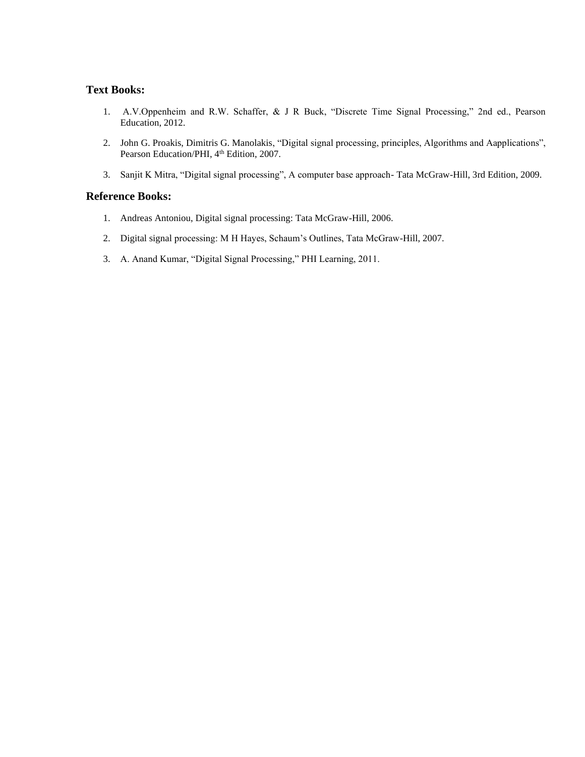### Text Books:

1. A.V.Oppenheim and R.W. Schaffer, & J R Buck, "Discrete Time Signal Processing," 2nd ed., Pearson Education, 2012.
2. John G. Proakis, Dimitris G. Manolakis, "Digital signal processing, principles, Algorithms and Aapplications", Pearson Education/PHI, 4th Edition, 2007.
3. Sanjit K Mitra, "Digital signal processing", A computer base approach- Tata McGraw-Hill, 3rd Edition, 2009.

### Reference Books:

1. Andreas Antoniou, Digital signal processing: Tata McGraw-Hill, 2006.
2. Digital signal processing: M H Hayes, Schaum's Outlines, Tata McGraw-Hill, 2007.
3. A. Anand Kumar, "Digital Signal Processing," PHI Learning, 2011.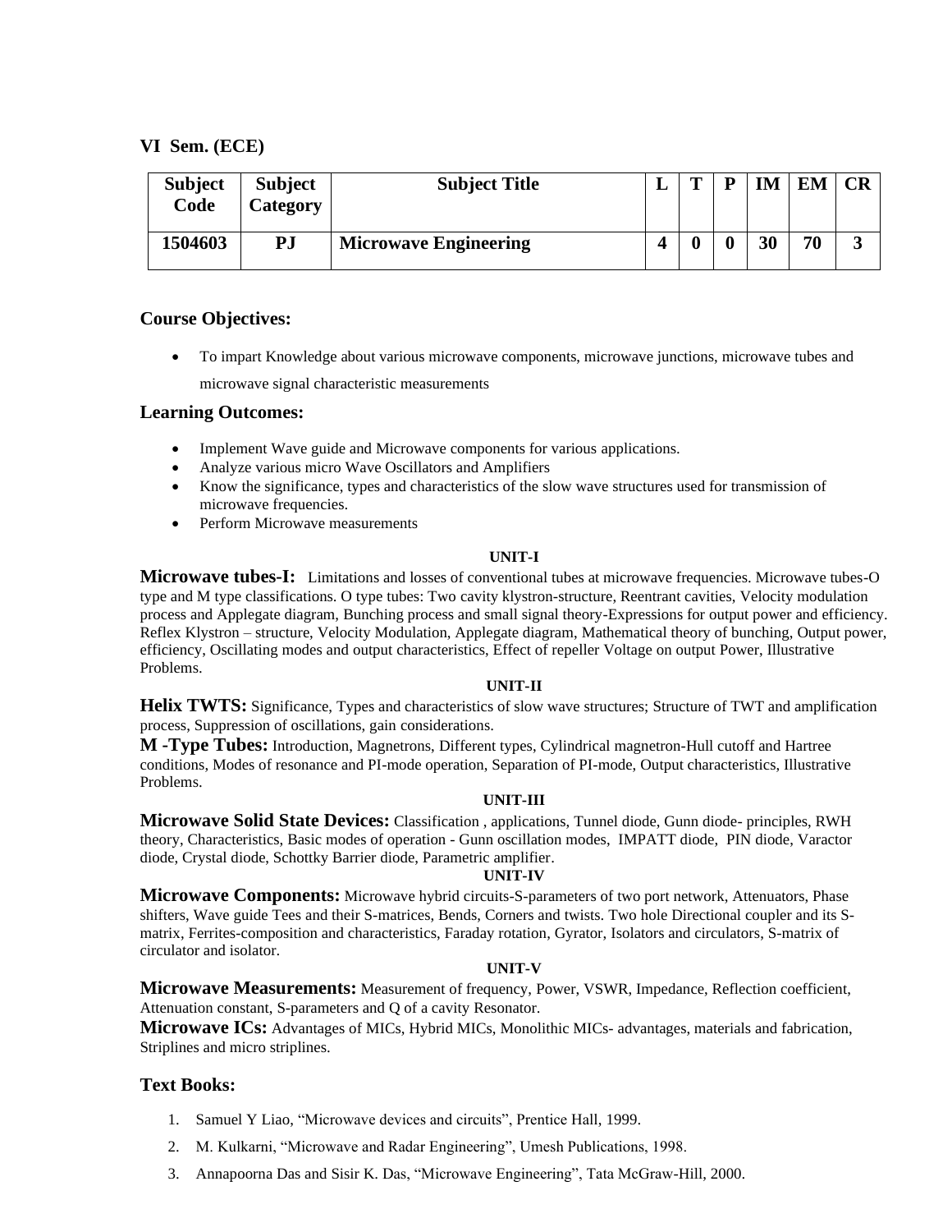## VI Sem. (ECE)

| Subject Code | Subject Category | Subject Title | L | T | P | IM | EM | CR |
|---|---|---|---|---|---|---|---|---|
| **1504603** | **PJ** | **Microwave Engineering** | **4** | **0** | **0** | **30** | **70** | **3** |

### Course Objectives:

- To impart Knowledge about various microwave components, microwave junctions, microwave tubes and microwave signal characteristic measurements

### Learning Outcomes:

- Implement Wave guide and Microwave components for various applications.
- Analyze various micro Wave Oscillators and Amplifiers
- Know the significance, types and characteristics of the slow wave structures used for transmission of microwave frequencies.
- Perform Microwave measurements

**UNIT-I**

**Microwave tubes-I:** Limitations and losses of conventional tubes at microwave frequencies. Microwave tubes-O type and M type classifications. O type tubes: Two cavity klystron-structure, Reentrant cavities, Velocity modulation process and Applegate diagram, Bunching process and small signal theory-Expressions for output power and efficiency. Reflex Klystron – structure, Velocity Modulation, Applegate diagram, Mathematical theory of bunching, Output power, efficiency, Oscillating modes and output characteristics, Effect of repeller Voltage on output Power, Illustrative Problems.

**UNIT-II**

**Helix TWTS:** Significance, Types and characteristics of slow wave structures; Structure of TWT and amplification process, Suppression of oscillations, gain considerations.

**M -Type Tubes:** Introduction, Magnetrons, Different types, Cylindrical magnetron-Hull cutoff and Hartree conditions, Modes of resonance and PI-mode operation, Separation of PI-mode, Output characteristics, Illustrative Problems.

**UNIT-III**

**Microwave Solid State Devices:** Classification , applications, Tunnel diode, Gunn diode- principles, RWH theory, Characteristics, Basic modes of operation - Gunn oscillation modes, IMPATT diode, PIN diode, Varactor diode, Crystal diode, Schottky Barrier diode, Parametric amplifier.

**UNIT-IV**

**Microwave Components:** Microwave hybrid circuits-S-parameters of two port network, Attenuators, Phase shifters, Wave guide Tees and their S-matrices, Bends, Corners and twists. Two hole Directional coupler and its S-matrix, Ferrites-composition and characteristics, Faraday rotation, Gyrator, Isolators and circulators, S-matrix of circulator and isolator.

**UNIT-V**

**Microwave Measurements:** Measurement of frequency, Power, VSWR, Impedance, Reflection coefficient, Attenuation constant, S-parameters and Q of a cavity Resonator.

**Microwave ICs:** Advantages of MICs, Hybrid MICs, Monolithic MICs- advantages, materials and fabrication, Striplines and micro striplines.

### Text Books:

1. Samuel Y Liao, "Microwave devices and circuits", Prentice Hall, 1999.
2. M. Kulkarni, "Microwave and Radar Engineering", Umesh Publications, 1998.
3. Annapoorna Das and Sisir K. Das, "Microwave Engineering", Tata McGraw-Hill, 2000.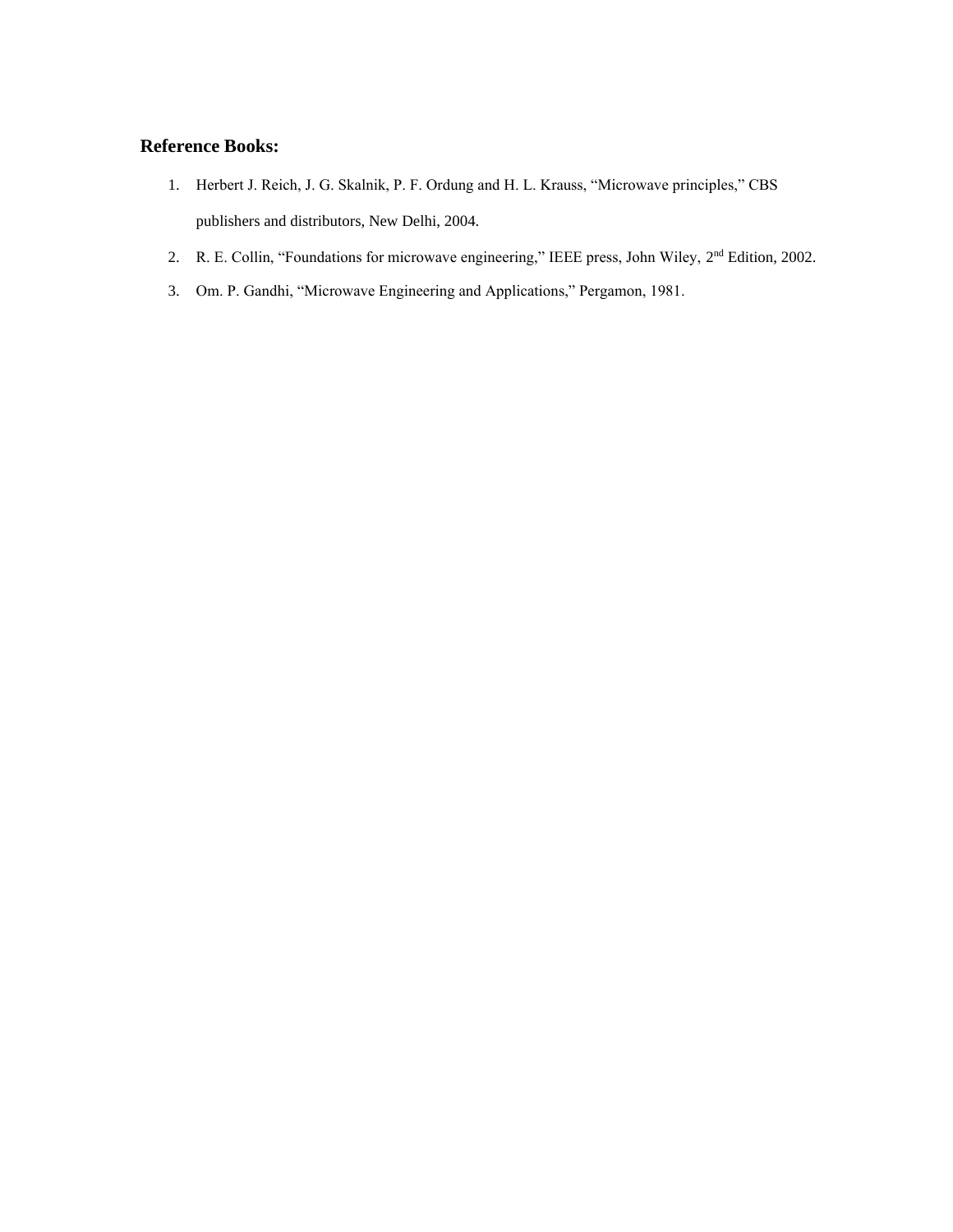## Reference Books:

1. Herbert J. Reich, J. G. Skalnik, P. F. Ordung and H. L. Krauss, "Microwave principles," CBS publishers and distributors, New Delhi, 2004.
2. R. E. Collin, "Foundations for microwave engineering," IEEE press, John Wiley, 2nd Edition, 2002.
3. Om. P. Gandhi, "Microwave Engineering and Applications," Pergamon, 1981.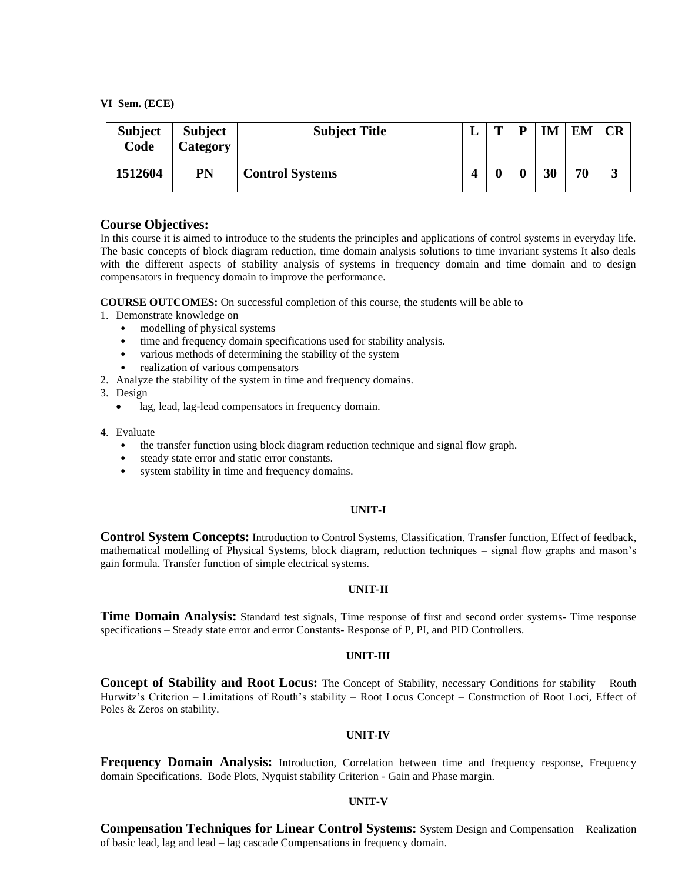**VI Sem. (ECE)**

| Subject Code | Subject Category | Subject Title | L | T | P | IM | EM | CR |
|---|---|---|---|---|---|---|---|---|
| 1512604 | PN | Control Systems | 4 | 0 | 0 | 30 | 70 | 3 |

## Course Objectives:

In this course it is aimed to introduce to the students the principles and applications of control systems in everyday life. The basic concepts of block diagram reduction, time domain analysis solutions to time invariant systems It also deals with the different aspects of stability analysis of systems in frequency domain and time domain and to design compensators in frequency domain to improve the performance.

**COURSE OUTCOMES:** On successful completion of this course, the students will be able to

1. Demonstrate knowledge on
   - modelling of physical systems
   - time and frequency domain specifications used for stability analysis.
   - various methods of determining the stability of the system
   - realization of various compensators
2. Analyze the stability of the system in time and frequency domains.
3. Design
   - lag, lead, lag-lead compensators in frequency domain.
4. Evaluate
   - the transfer function using block diagram reduction technique and signal flow graph.
   - steady state error and static error constants.
   - system stability in time and frequency domains.

**UNIT-I**

**Control System Concepts:** Introduction to Control Systems, Classification. Transfer function, Effect of feedback, mathematical modelling of Physical Systems, block diagram, reduction techniques – signal flow graphs and mason's gain formula. Transfer function of simple electrical systems.

**UNIT-II**

**Time Domain Analysis:** Standard test signals, Time response of first and second order systems- Time response specifications – Steady state error and error Constants- Response of P, PI, and PID Controllers.

**UNIT-III**

**Concept of Stability and Root Locus:** The Concept of Stability, necessary Conditions for stability – Routh Hurwitz's Criterion – Limitations of Routh's stability – Root Locus Concept – Construction of Root Loci, Effect of Poles & Zeros on stability.

**UNIT-IV**

**Frequency Domain Analysis:** Introduction, Correlation between time and frequency response, Frequency domain Specifications. Bode Plots, Nyquist stability Criterion - Gain and Phase margin.

**UNIT-V**

**Compensation Techniques for Linear Control Systems:** System Design and Compensation – Realization of basic lead, lag and lead – lag cascade Compensations in frequency domain.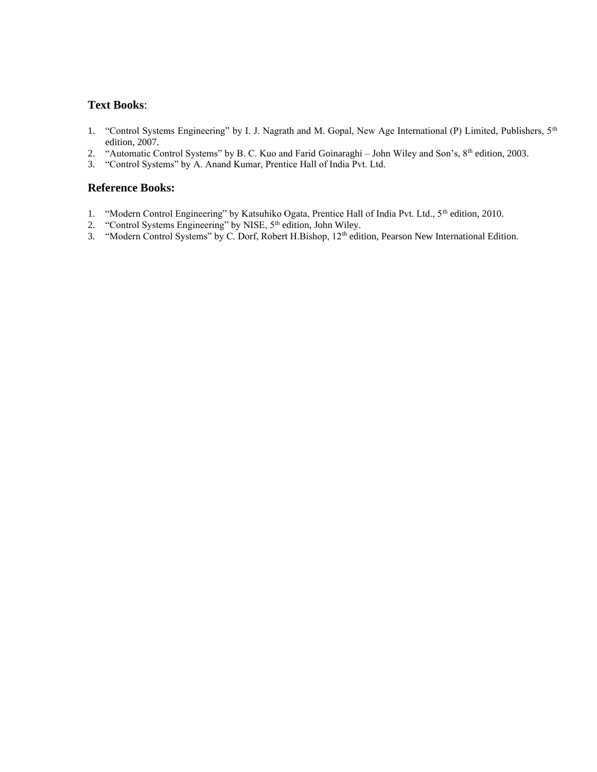### **Text Books**:

1. "Control Systems Engineering" by I. J. Nagrath and M. Gopal, New Age International (P) Limited, Publishers, 5th edition, 2007.
2. "Automatic Control Systems" by B. C. Kuo and Farid Goinaraghi – John Wiley and Son's, 8th edition, 2003.
3. "Control Systems" by A. Anand Kumar, Prentice Hall of India Pvt. Ltd.

### **Reference Books:**

1. "Modern Control Engineering" by Katsuhiko Ogata, Prentice Hall of India Pvt. Ltd., 5th edition, 2010.
2. "Control Systems Engineering" by NISE, 5th edition, John Wiley.
3. "Modern Control Systems" by C. Dorf, Robert H.Bishop, 12th edition, Pearson New International Edition.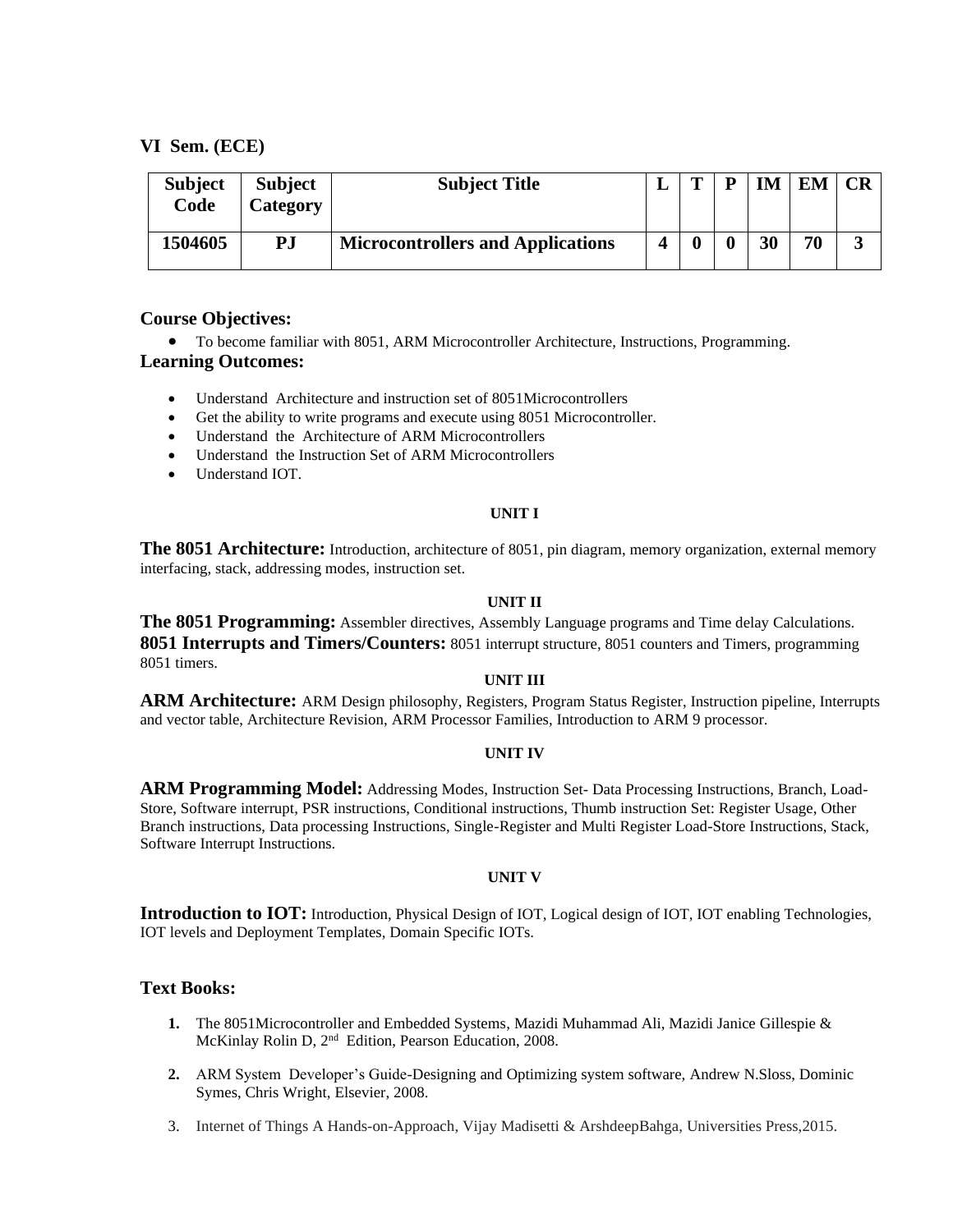**VI Sem. (ECE)**

| Subject Code | Subject Category | Subject Title | L | T | P | IM | EM | CR |
|---|---|---|---|---|---|---|---|---|
| **1504605** | **PJ** | **Microcontrollers and Applications** | **4** | **0** | **0** | **30** | **70** | **3** |

## Course Objectives:

- To become familiar with 8051, ARM Microcontroller Architecture, Instructions, Programming.

## Learning Outcomes:

- Understand Architecture and instruction set of 8051Microcontrollers
- Get the ability to write programs and execute using 8051 Microcontroller.
- Understand the Architecture of ARM Microcontrollers
- Understand the Instruction Set of ARM Microcontrollers
- Understand IOT.

**UNIT I**

**The 8051 Architecture:** Introduction, architecture of 8051, pin diagram, memory organization, external memory interfacing, stack, addressing modes, instruction set.

**UNIT II**

**The 8051 Programming:** Assembler directives, Assembly Language programs and Time delay Calculations.
**8051 Interrupts and Timers/Counters:** 8051 interrupt structure, 8051 counters and Timers, programming 8051 timers.

**UNIT III**

**ARM Architecture:** ARM Design philosophy, Registers, Program Status Register, Instruction pipeline, Interrupts and vector table, Architecture Revision, ARM Processor Families, Introduction to ARM 9 processor.

**UNIT IV**

**ARM Programming Model:** Addressing Modes, Instruction Set- Data Processing Instructions, Branch, Load-Store, Software interrupt, PSR instructions, Conditional instructions, Thumb instruction Set: Register Usage, Other Branch instructions, Data processing Instructions, Single-Register and Multi Register Load-Store Instructions, Stack, Software Interrupt Instructions.

**UNIT V**

**Introduction to IOT:** Introduction, Physical Design of IOT, Logical design of IOT, IOT enabling Technologies, IOT levels and Deployment Templates, Domain Specific IOTs.

## Text Books:

1. The 8051Microcontroller and Embedded Systems, Mazidi Muhammad Ali, Mazidi Janice Gillespie & McKinlay Rolin D, 2nd Edition, Pearson Education, 2008.
2. ARM System Developer's Guide-Designing and Optimizing system software, Andrew N.Sloss, Dominic Symes, Chris Wright, Elsevier, 2008.
3. Internet of Things A Hands-on-Approach, Vijay Madisetti & ArshdeepBahga, Universities Press,2015.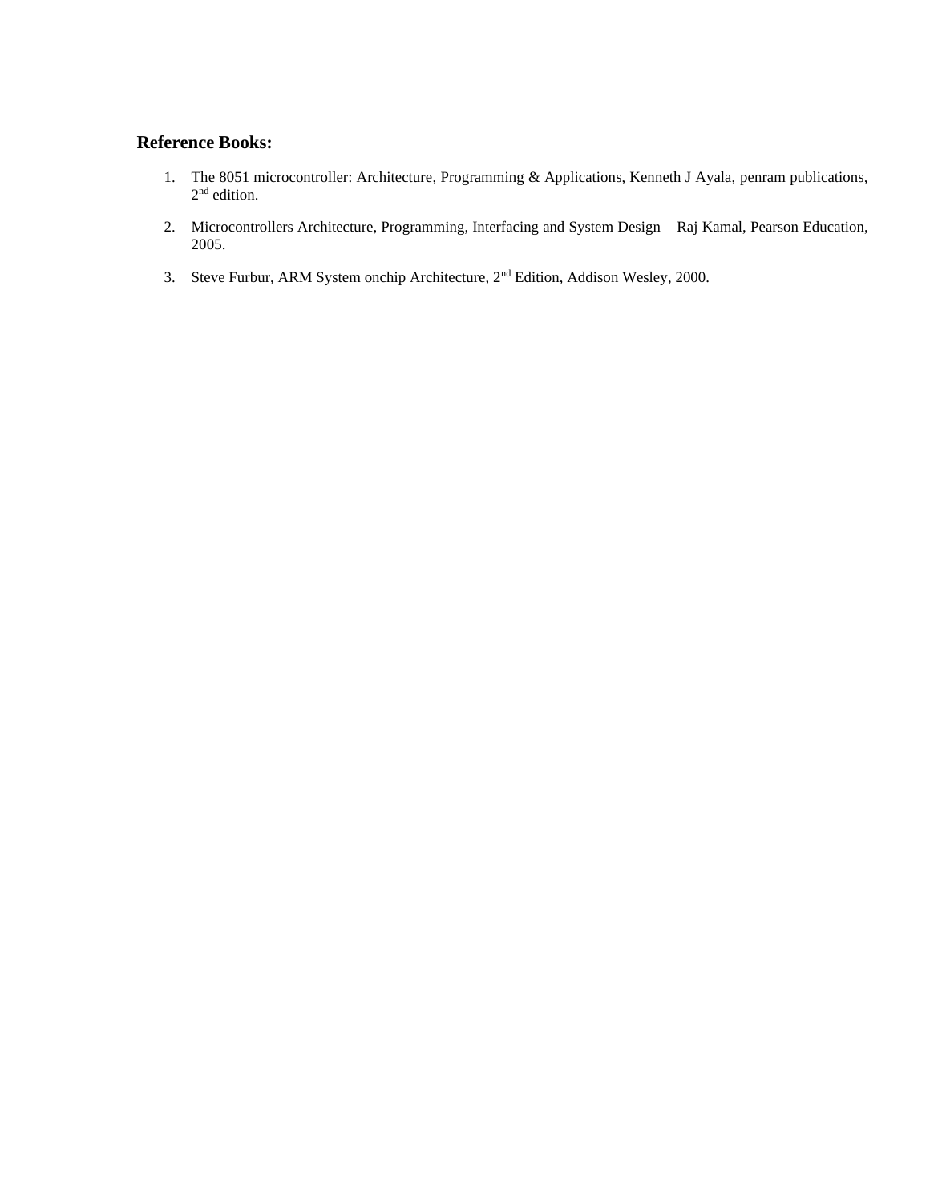### Reference Books:

1. The 8051 microcontroller: Architecture, Programming & Applications, Kenneth J Ayala, penram publications, $2^{nd}$ edition.

2. Microcontrollers Architecture, Programming, Interfacing and System Design – Raj Kamal, Pearson Education, 2005.

3. Steve Furbur, ARM System onchip Architecture, $2^{nd}$ Edition, Addison Wesley, 2000.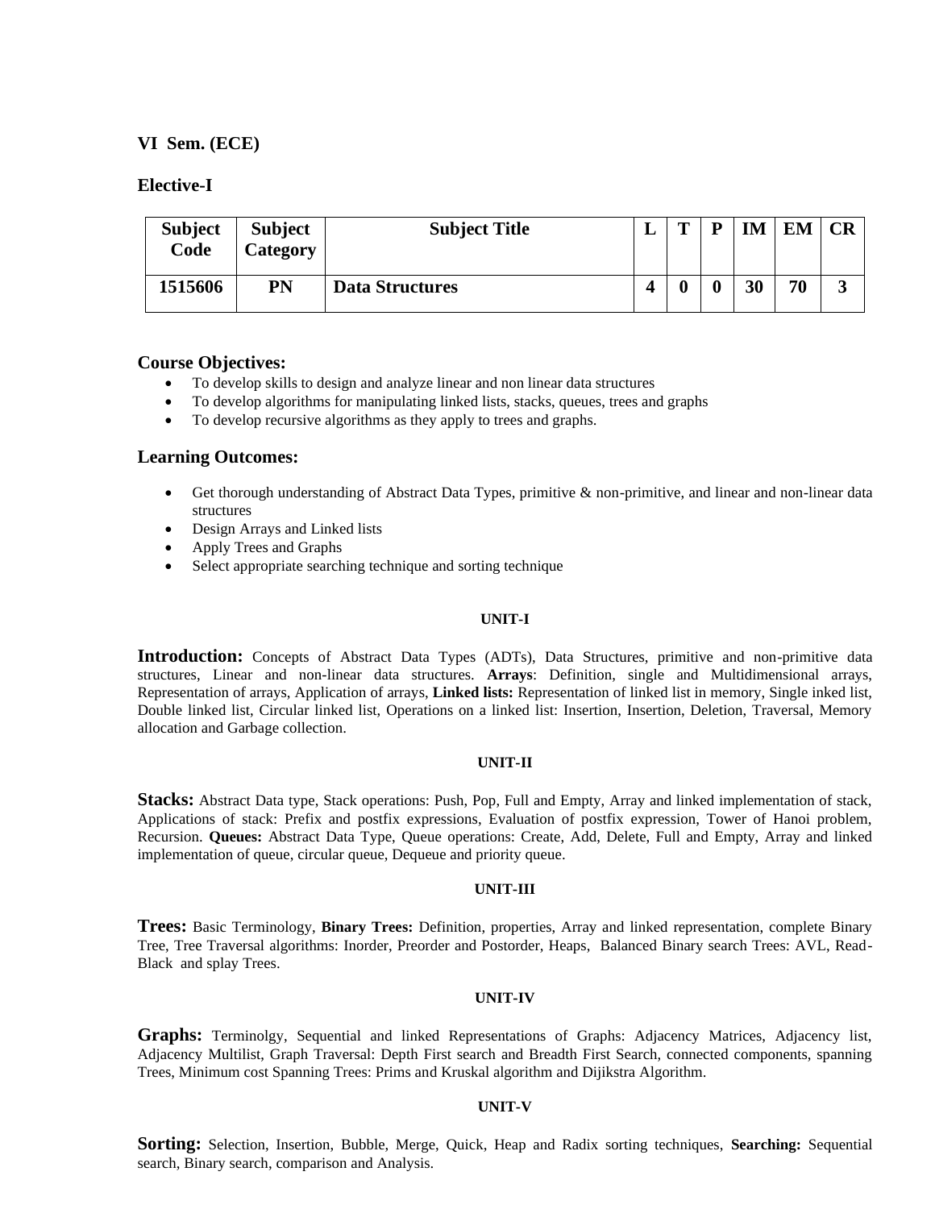**VI Sem. (ECE)**

**Elective-I**

| Subject Code | Subject Category | Subject Title | L | T | P | IM | EM | CR |
|---|---|---|---|---|---|---|---|---|
| 1515606 | PN | Data Structures | 4 | 0 | 0 | 30 | 70 | 3 |

## Course Objectives:

- To develop skills to design and analyze linear and non linear data structures
- To develop algorithms for manipulating linked lists, stacks, queues, trees and graphs
- To develop recursive algorithms as they apply to trees and graphs.

## Learning Outcomes:

- Get thorough understanding of Abstract Data Types, primitive & non-primitive, and linear and non-linear data structures
- Design Arrays and Linked lists
- Apply Trees and Graphs
- Select appropriate searching technique and sorting technique

**UNIT-I**

**Introduction:** Concepts of Abstract Data Types (ADTs), Data Structures, primitive and non-primitive data structures, Linear and non-linear data structures. **Arrays**: Definition, single and Multidimensional arrays, Representation of arrays, Application of arrays, **Linked lists:** Representation of linked list in memory, Single inked list, Double linked list, Circular linked list, Operations on a linked list: Insertion, Insertion, Deletion, Traversal, Memory allocation and Garbage collection.

**UNIT-II**

**Stacks:** Abstract Data type, Stack operations: Push, Pop, Full and Empty, Array and linked implementation of stack, Applications of stack: Prefix and postfix expressions, Evaluation of postfix expression, Tower of Hanoi problem, Recursion. **Queues:** Abstract Data Type, Queue operations: Create, Add, Delete, Full and Empty, Array and linked implementation of queue, circular queue, Dequeue and priority queue.

**UNIT-III**

**Trees:** Basic Terminology, **Binary Trees:** Definition, properties, Array and linked representation, complete Binary Tree, Tree Traversal algorithms: Inorder, Preorder and Postorder, Heaps, Balanced Binary search Trees: AVL, Read-Black and splay Trees.

**UNIT-IV**

**Graphs:** Terminolgy, Sequential and linked Representations of Graphs: Adjacency Matrices, Adjacency list, Adjacency Multilist, Graph Traversal: Depth First search and Breadth First Search, connected components, spanning Trees, Minimum cost Spanning Trees: Prims and Kruskal algorithm and Dijikstra Algorithm.

**UNIT-V**

**Sorting:** Selection, Insertion, Bubble, Merge, Quick, Heap and Radix sorting techniques, **Searching:** Sequential search, Binary search, comparison and Analysis.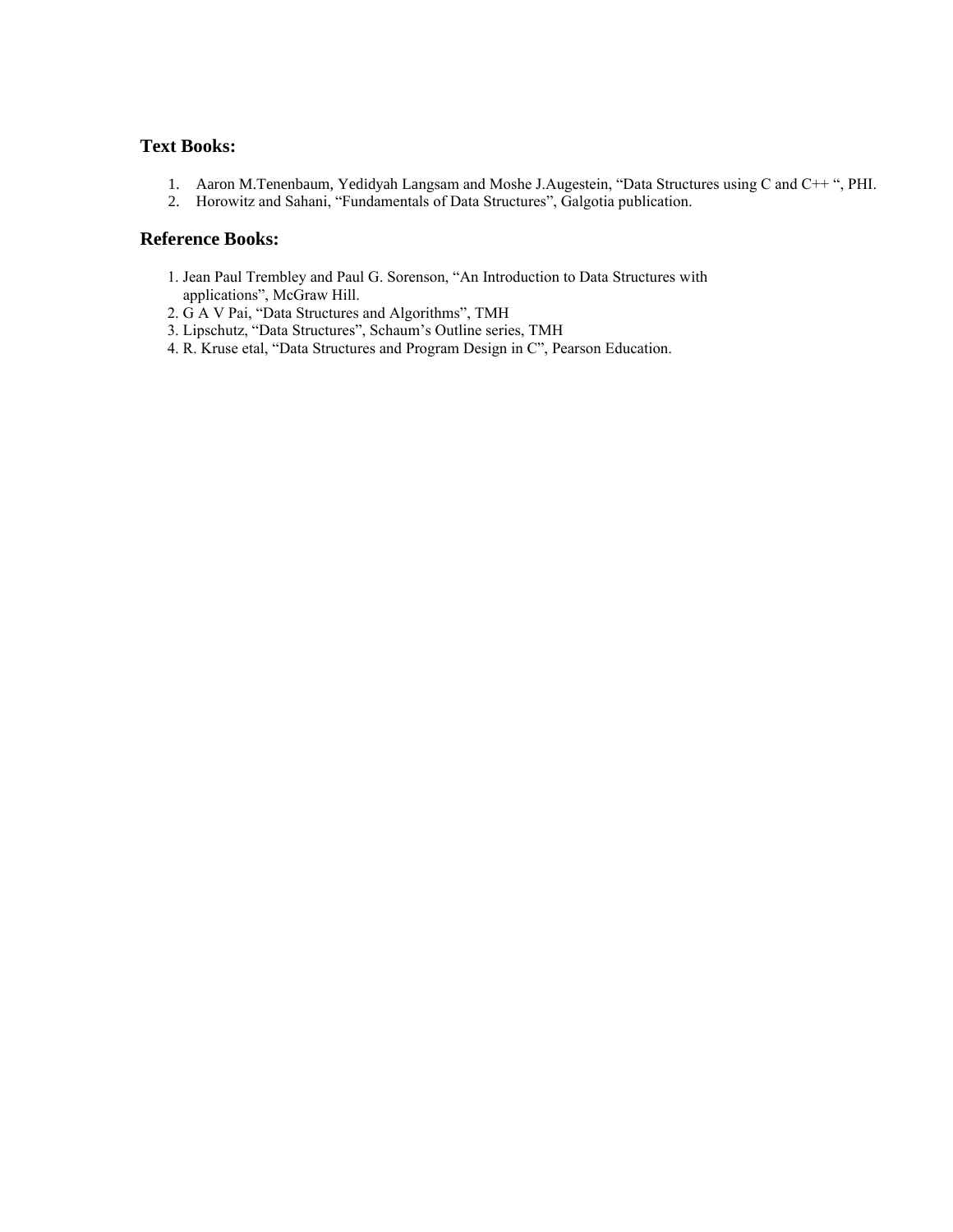## Text Books:

1. Aaron M.Tenenbaum, Yedidyah Langsam and Moshe J.Augestein, “Data Structures using C and C++ “, PHI.
2. Horowitz and Sahani, “Fundamentals of Data Structures”, Galgotia publication.

## Reference Books:

1. Jean Paul Trembley and Paul G. Sorenson, “An Introduction to Data Structures with applications”, McGraw Hill.
2. G A V Pai, “Data Structures and Algorithms”, TMH
3. Lipschutz, “Data Structures”, Schaum’s Outline series, TMH
4. R. Kruse etal, “Data Structures and Program Design in C”, Pearson Education.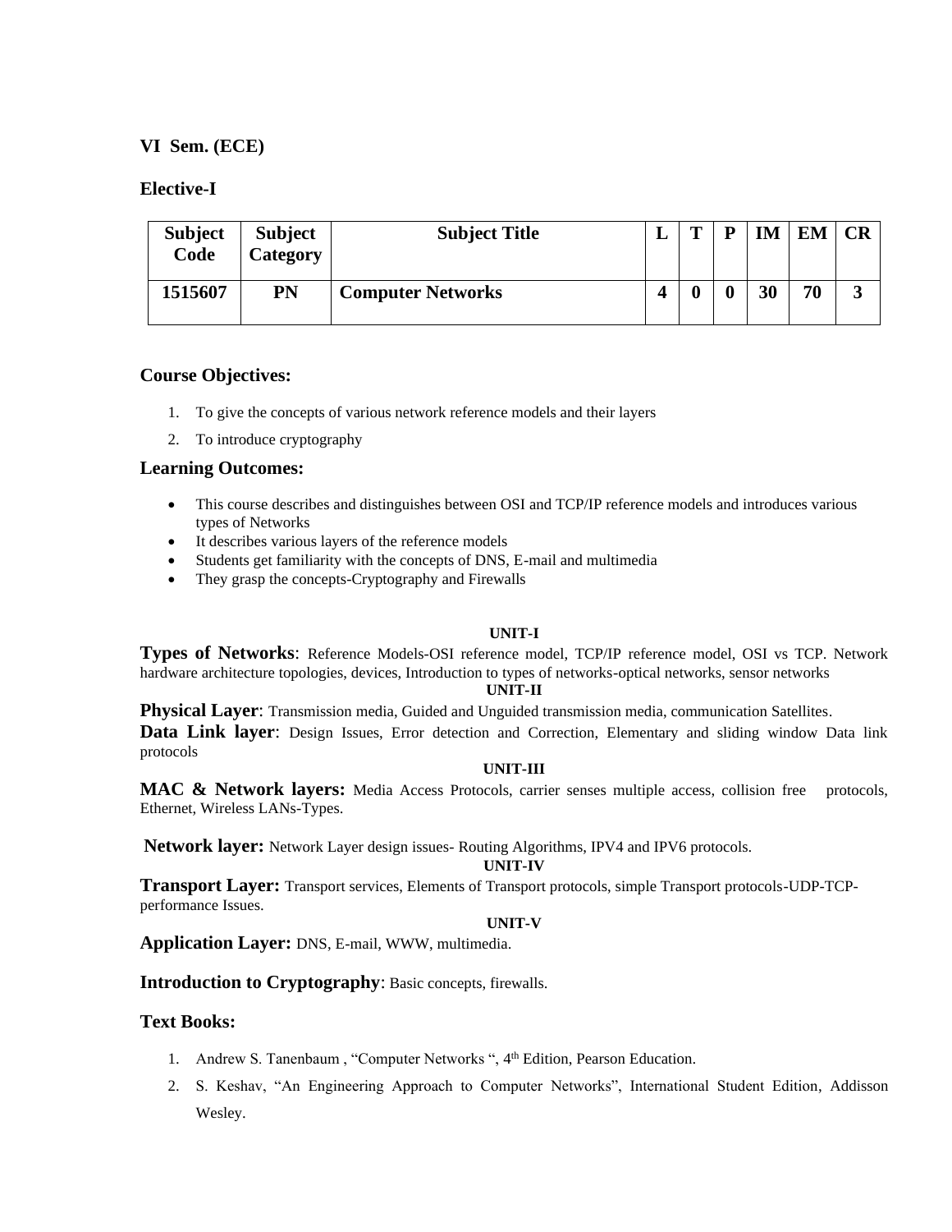**VI Sem. (ECE)**

**Elective-I**

| Subject Code | Subject Category | Subject Title | L | T | P | IM | EM | CR |
|---|---|---|---|---|---|---|---|---|
| 1515607 | PN | Computer Networks | 4 | 0 | 0 | 30 | 70 | 3 |

## Course Objectives:

1. To give the concepts of various network reference models and their layers
2. To introduce cryptography

## Learning Outcomes:

- This course describes and distinguishes between OSI and TCP/IP reference models and introduces various types of Networks
- It describes various layers of the reference models
- Students get familiarity with the concepts of DNS, E-mail and multimedia
- They grasp the concepts-Cryptography and Firewalls

**UNIT-I**

**Types of Networks**: Reference Models-OSI reference model, TCP/IP reference model, OSI vs TCP. Network hardware architecture topologies, devices, Introduction to types of networks-optical networks, sensor networks

**UNIT-II**

**Physical Layer**: Transmission media, Guided and Unguided transmission media, communication Satellites.

**Data Link layer**: Design Issues, Error detection and Correction, Elementary and sliding window Data link protocols

**UNIT-III**

**MAC & Network layers:** Media Access Protocols, carrier senses multiple access, collision free protocols, Ethernet, Wireless LANs-Types.

**Network layer:** Network Layer design issues- Routing Algorithms, IPV4 and IPV6 protocols.

**UNIT-IV**

**Transport Layer:** Transport services, Elements of Transport protocols, simple Transport protocols-UDP-TCP-performance Issues.

**UNIT-V**

**Application Layer:** DNS, E-mail, WWW, multimedia.

**Introduction to Cryptography**: Basic concepts, firewalls.

## Text Books:

1. Andrew S. Tanenbaum , "Computer Networks ", 4th Edition, Pearson Education.
2. S. Keshav, "An Engineering Approach to Computer Networks", International Student Edition, Addisson Wesley.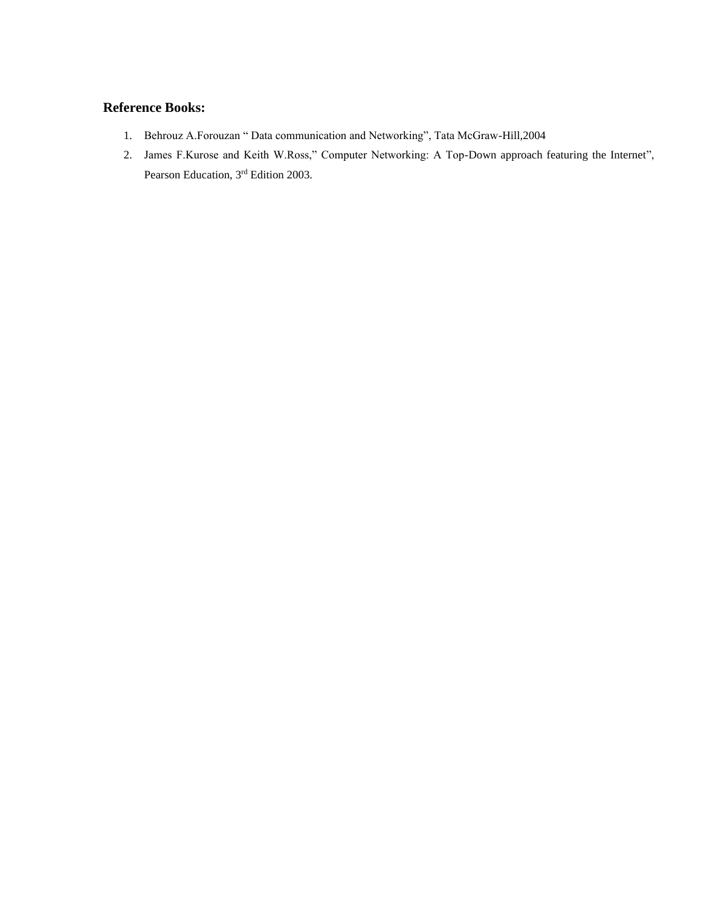**Reference Books:**

1. Behrouz A.Forouzan " Data communication and Networking", Tata McGraw-Hill,2004
2. James F.Kurose and Keith W.Ross," Computer Networking: A Top-Down approach featuring the Internet", Pearson Education, 3rd Edition 2003.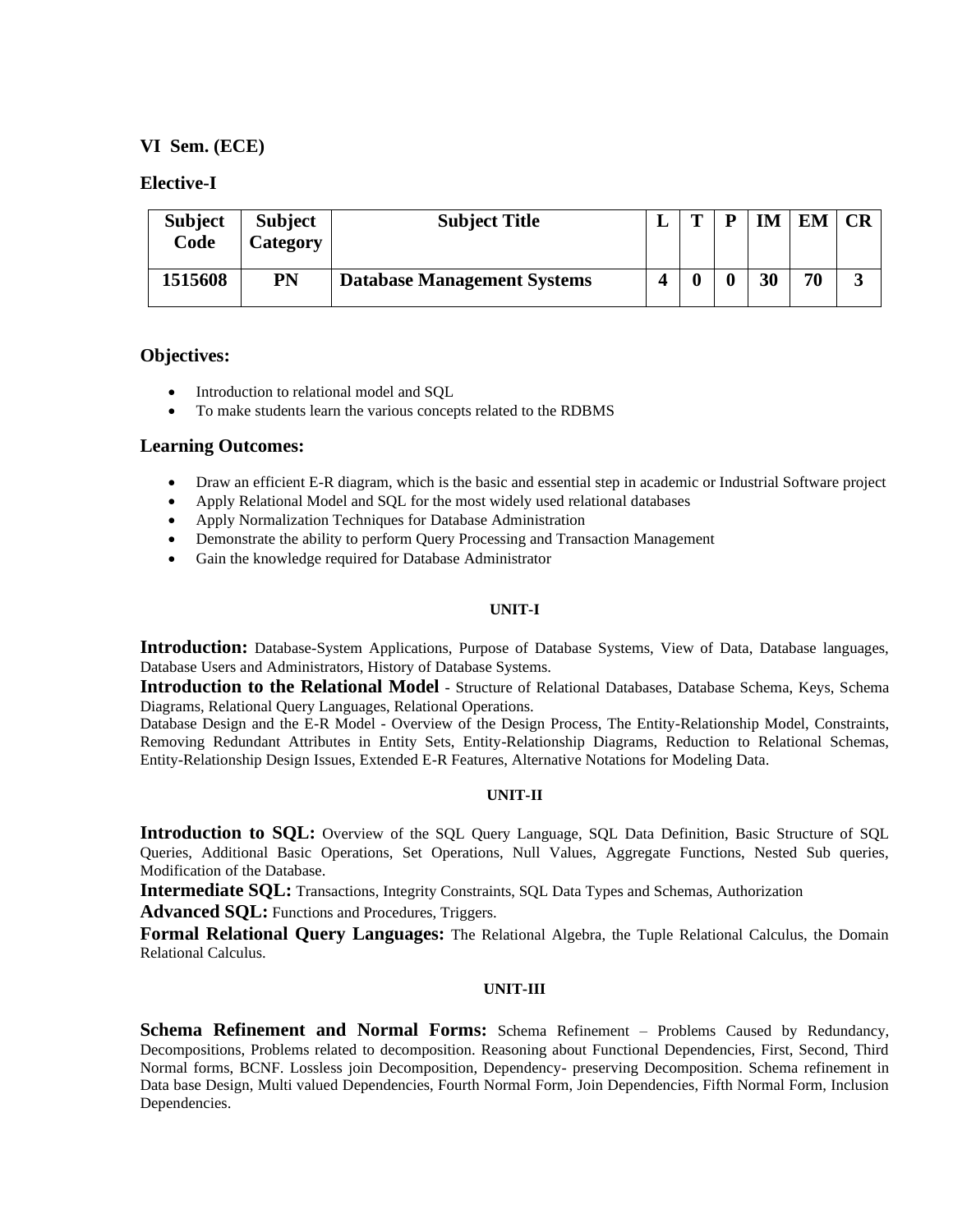### VI Sem. (ECE)

### Elective-I

| Subject Code | Subject Category | Subject Title | L | T | P | IM | EM | CR |
|---|---|---|---|---|---|---|---|---|
| 1515608 | PN | **Database Management Systems** | 4 | 0 | 0 | 30 | 70 | 3 |

## Objectives:

- Introduction to relational model and SQL
- To make students learn the various concepts related to the RDBMS

## Learning Outcomes:

- Draw an efficient E-R diagram, which is the basic and essential step in academic or Industrial Software project
- Apply Relational Model and SQL for the most widely used relational databases
- Apply Normalization Techniques for Database Administration
- Demonstrate the ability to perform Query Processing and Transaction Management
- Gain the knowledge required for Database Administrator

**UNIT-I**

**Introduction:** Database-System Applications, Purpose of Database Systems, View of Data, Database languages, Database Users and Administrators, History of Database Systems.

**Introduction to the Relational Model** - Structure of Relational Databases, Database Schema, Keys, Schema Diagrams, Relational Query Languages, Relational Operations.

Database Design and the E-R Model - Overview of the Design Process, The Entity-Relationship Model, Constraints, Removing Redundant Attributes in Entity Sets, Entity-Relationship Diagrams, Reduction to Relational Schemas, Entity-Relationship Design Issues, Extended E-R Features, Alternative Notations for Modeling Data.

**UNIT-II**

**Introduction to SQL:** Overview of the SQL Query Language, SQL Data Definition, Basic Structure of SQL Queries, Additional Basic Operations, Set Operations, Null Values, Aggregate Functions, Nested Sub queries, Modification of the Database.

**Intermediate SQL:** Transactions, Integrity Constraints, SQL Data Types and Schemas, Authorization

**Advanced SQL:** Functions and Procedures, Triggers.

**Formal Relational Query Languages:** The Relational Algebra, the Tuple Relational Calculus, the Domain Relational Calculus.

**UNIT-III**

**Schema Refinement and Normal Forms:** Schema Refinement – Problems Caused by Redundancy, Decompositions, Problems related to decomposition. Reasoning about Functional Dependencies, First, Second, Third Normal forms, BCNF. Lossless join Decomposition, Dependency- preserving Decomposition. Schema refinement in Data base Design, Multi valued Dependencies, Fourth Normal Form, Join Dependencies, Fifth Normal Form, Inclusion Dependencies.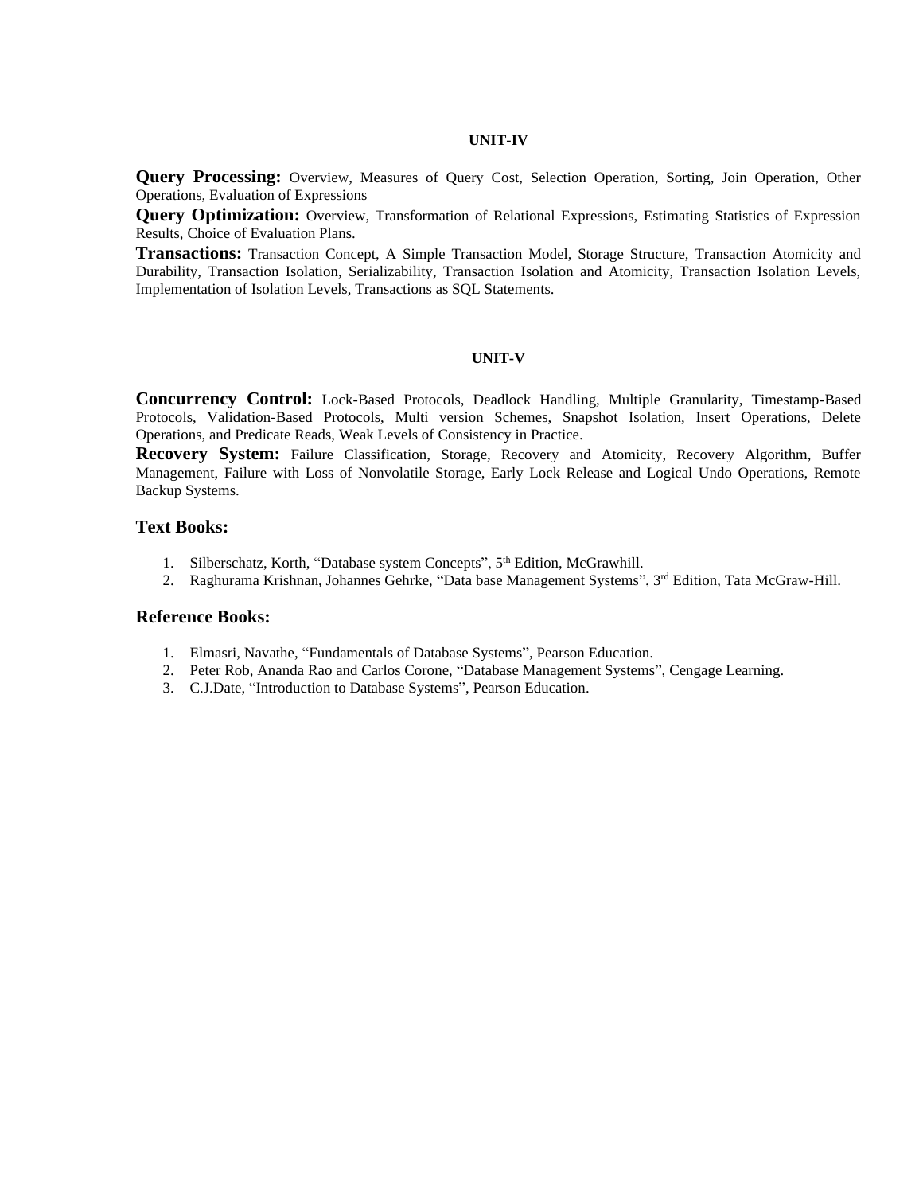## UNIT-IV

**Query Processing:** Overview, Measures of Query Cost, Selection Operation, Sorting, Join Operation, Other Operations, Evaluation of Expressions

**Query Optimization:** Overview, Transformation of Relational Expressions, Estimating Statistics of Expression Results, Choice of Evaluation Plans.

**Transactions:** Transaction Concept, A Simple Transaction Model, Storage Structure, Transaction Atomicity and Durability, Transaction Isolation, Serializability, Transaction Isolation and Atomicity, Transaction Isolation Levels, Implementation of Isolation Levels, Transactions as SQL Statements.

## UNIT-V

**Concurrency Control:** Lock-Based Protocols, Deadlock Handling, Multiple Granularity, Timestamp-Based Protocols, Validation-Based Protocols, Multi version Schemes, Snapshot Isolation, Insert Operations, Delete Operations, and Predicate Reads, Weak Levels of Consistency in Practice.

**Recovery System:** Failure Classification, Storage, Recovery and Atomicity, Recovery Algorithm, Buffer Management, Failure with Loss of Nonvolatile Storage, Early Lock Release and Logical Undo Operations, Remote Backup Systems.

### Text Books:

1. Silberschatz, Korth, "Database system Concepts", 5th Edition, McGrawhill.
2. Raghurama Krishnan, Johannes Gehrke, "Data base Management Systems", 3rd Edition, Tata McGraw-Hill.

### Reference Books:

1. Elmasri, Navathe, "Fundamentals of Database Systems", Pearson Education.
2. Peter Rob, Ananda Rao and Carlos Corone, "Database Management Systems", Cengage Learning.
3. C.J.Date, "Introduction to Database Systems", Pearson Education.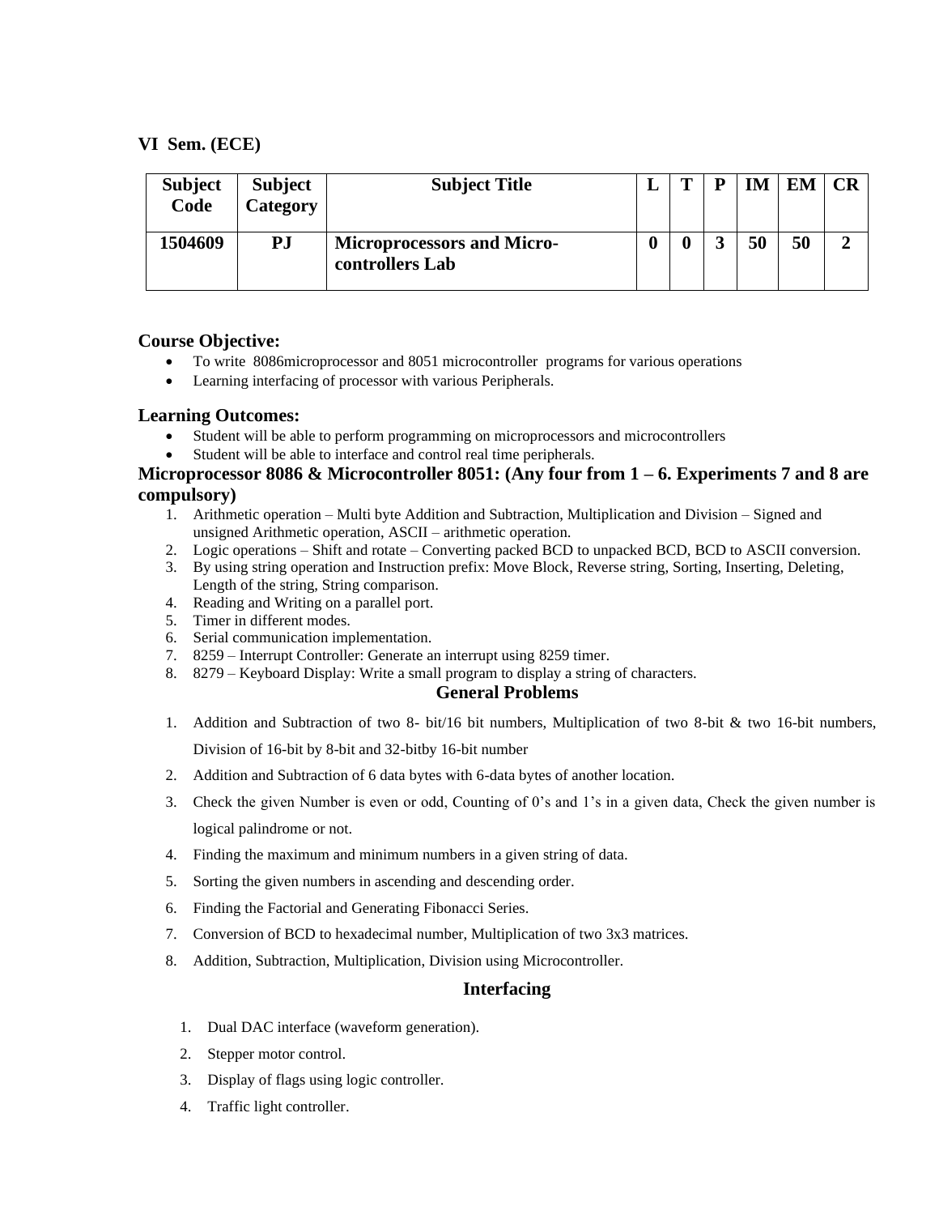**VI Sem. (ECE)**

| Subject Code | Subject Category | Subject Title | L | T | P | IM | EM | CR |
|---|---|---|---|---|---|---|---|---|
| 1504609 | PJ | Microprocessors and Micro-controllers Lab | 0 | 0 | 3 | 50 | 50 | 2 |

### Course Objective:

- To write 8086microprocessor and 8051 microcontroller programs for various operations
- Learning interfacing of processor with various Peripherals.

### Learning Outcomes:

- Student will be able to perform programming on microprocessors and microcontrollers
- Student will be able to interface and control real time peripherals.

### Microprocessor 8086 & Microcontroller 8051: (Any four from 1 – 6. Experiments 7 and 8 are compulsory)

1. Arithmetic operation – Multi byte Addition and Subtraction, Multiplication and Division – Signed and unsigned Arithmetic operation, ASCII – arithmetic operation.
2. Logic operations – Shift and rotate – Converting packed BCD to unpacked BCD, BCD to ASCII conversion.
3. By using string operation and Instruction prefix: Move Block, Reverse string, Sorting, Inserting, Deleting, Length of the string, String comparison.
4. Reading and Writing on a parallel port.
5. Timer in different modes.
6. Serial communication implementation.
7. 8259 – Interrupt Controller: Generate an interrupt using 8259 timer.
8. 8279 – Keyboard Display: Write a small program to display a string of characters.

### General Problems

1. Addition and Subtraction of two 8- bit/16 bit numbers, Multiplication of two 8-bit & two 16-bit numbers, Division of 16-bit by 8-bit and 32-bitby 16-bit number
2. Addition and Subtraction of 6 data bytes with 6-data bytes of another location.
3. Check the given Number is even or odd, Counting of 0's and 1's in a given data, Check the given number is logical palindrome or not.
4. Finding the maximum and minimum numbers in a given string of data.
5. Sorting the given numbers in ascending and descending order.
6. Finding the Factorial and Generating Fibonacci Series.
7. Conversion of BCD to hexadecimal number, Multiplication of two 3x3 matrices.
8. Addition, Subtraction, Multiplication, Division using Microcontroller.

### Interfacing

1. Dual DAC interface (waveform generation).
2. Stepper motor control.
3. Display of flags using logic controller.
4. Traffic light controller.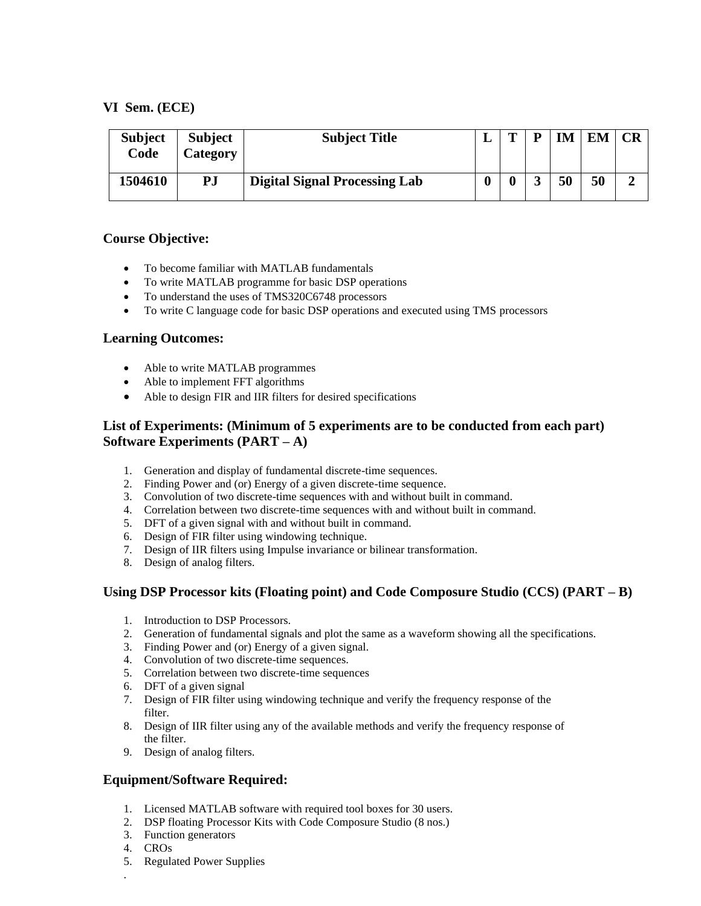**VI Sem. (ECE)**

| Subject Code | Subject Category | Subject Title | L | T | P | IM | EM | CR |
|---|---|---|---|---|---|---|---|---|
| 1504610 | PJ | Digital Signal Processing Lab | 0 | 0 | 3 | 50 | 50 | 2 |

## Course Objective:

- To become familiar with MATLAB fundamentals
- To write MATLAB programme for basic DSP operations
- To understand the uses of TMS320C6748 processors
- To write C language code for basic DSP operations and executed using TMS processors

## Learning Outcomes:

- Able to write MATLAB programmes
- Able to implement FFT algorithms
- Able to design FIR and IIR filters for desired specifications

## List of Experiments: (Minimum of 5 experiments are to be conducted from each part) Software Experiments (PART – A)

1. Generation and display of fundamental discrete-time sequences.
2. Finding Power and (or) Energy of a given discrete-time sequence.
3. Convolution of two discrete-time sequences with and without built in command.
4. Correlation between two discrete-time sequences with and without built in command.
5. DFT of a given signal with and without built in command.
6. Design of FIR filter using windowing technique.
7. Design of IIR filters using Impulse invariance or bilinear transformation.
8. Design of analog filters.

## Using DSP Processor kits (Floating point) and Code Composure Studio (CCS) (PART – B)

1. Introduction to DSP Processors.
2. Generation of fundamental signals and plot the same as a waveform showing all the specifications.
3. Finding Power and (or) Energy of a given signal.
4. Convolution of two discrete-time sequences.
5. Correlation between two discrete-time sequences
6. DFT of a given signal
7. Design of FIR filter using windowing technique and verify the frequency response of the filter.
8. Design of IIR filter using any of the available methods and verify the frequency response of the filter.
9. Design of analog filters.

## Equipment/Software Required:

1. Licensed MATLAB software with required tool boxes for 30 users.
2. DSP floating Processor Kits with Code Composure Studio (8 nos.)
3. Function generators
4. CROs
5. Regulated Power Supplies